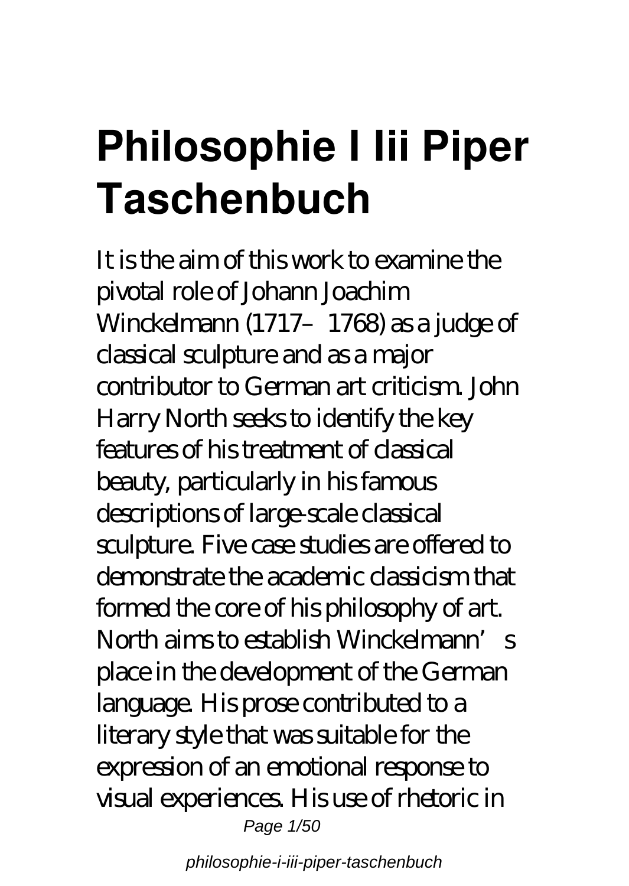# Philosophie I Iii Piper Taschenbuch

It is the aim of this work to examine the pivotal role of Johann Joachim Winckelmann (1717–1768) as a judge of classical sculpture and as a major contributor to German art criticism. John Harry North seeks to identify the key features of his treatment of classical beauty, particularly in his famous descriptions of large-scale classical sculpture. Five case studies are offered to demonstrate the academic classicism that formed the core of his philosophy of art. North aims to establish Winckelmann's place in the development of the German language. His prose contributed to a literary style that was suitable for the expression of an emotional response to visual experiences. His use of rhetoric in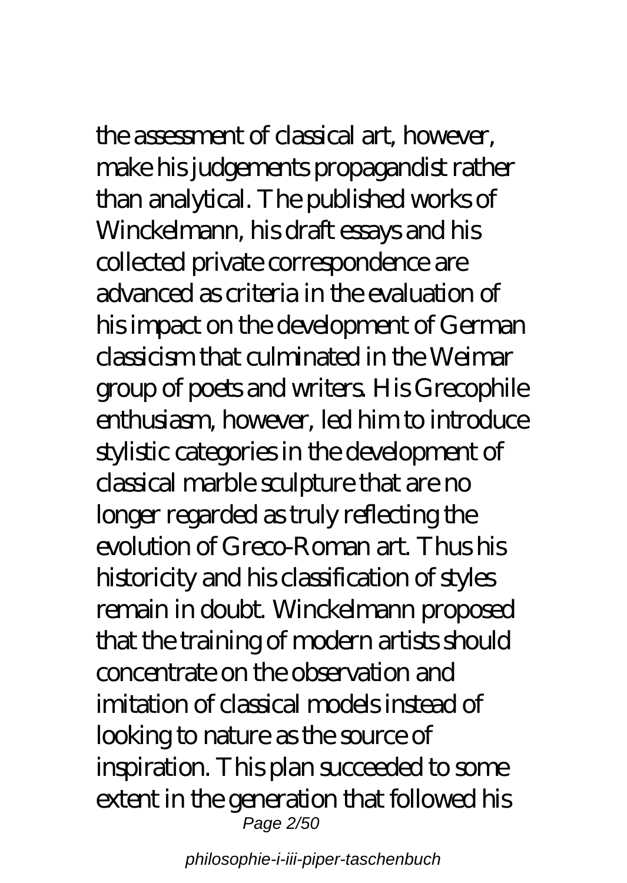the assessment of classical art, however, make his judgements propagandist rather than analytical. The published works of Winckelmann, his draft essays and his collected private correspondence are advanced as criteria in the evaluation of his impact on the development of German classicism that culminated in the Weimar group of poets and writers. His Grecophile enthusiasm, however, led him to introduce stylistic categories in the development of classical marble sculpture that are no longer regarded as truly reflecting the evolution of Greco-Roman art. Thus his historicity and his classification of styles remain in doubt. Winckelmann proposed that the training of modern artists should concentrate on the observation and imitation of classical models instead of looking to nature as the source of inspiration. This plan succeeded to some extent in the generation that followed his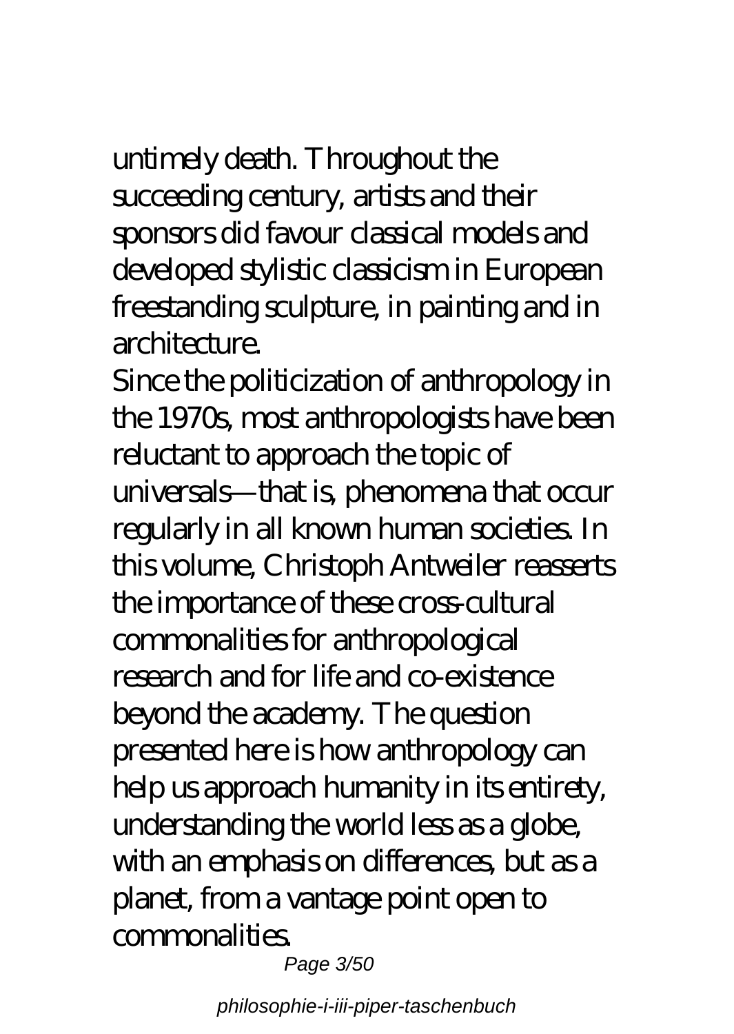untimely death. Throughout the succeeding century, artists and their sponsors did favour classical models and developed stylistic classicism in European freestanding sculpture, in painting and in architecture.

Since the politicization of anthropology in the 1970s, most anthropologists have been reluctant to approach the topic of universals—that is, phenomena that occur regularly in all known human societies. In this volume, Christoph Antweiler reasserts the importance of these cross-cultural commonalities for anthropological research and for life and co-existence beyond the academy. The question presented here is how anthropology can help us approach humanity in its entirety, understanding the world less as a globe, with an emphasis on differences, but as a planet, from a vantage point open to commonalities.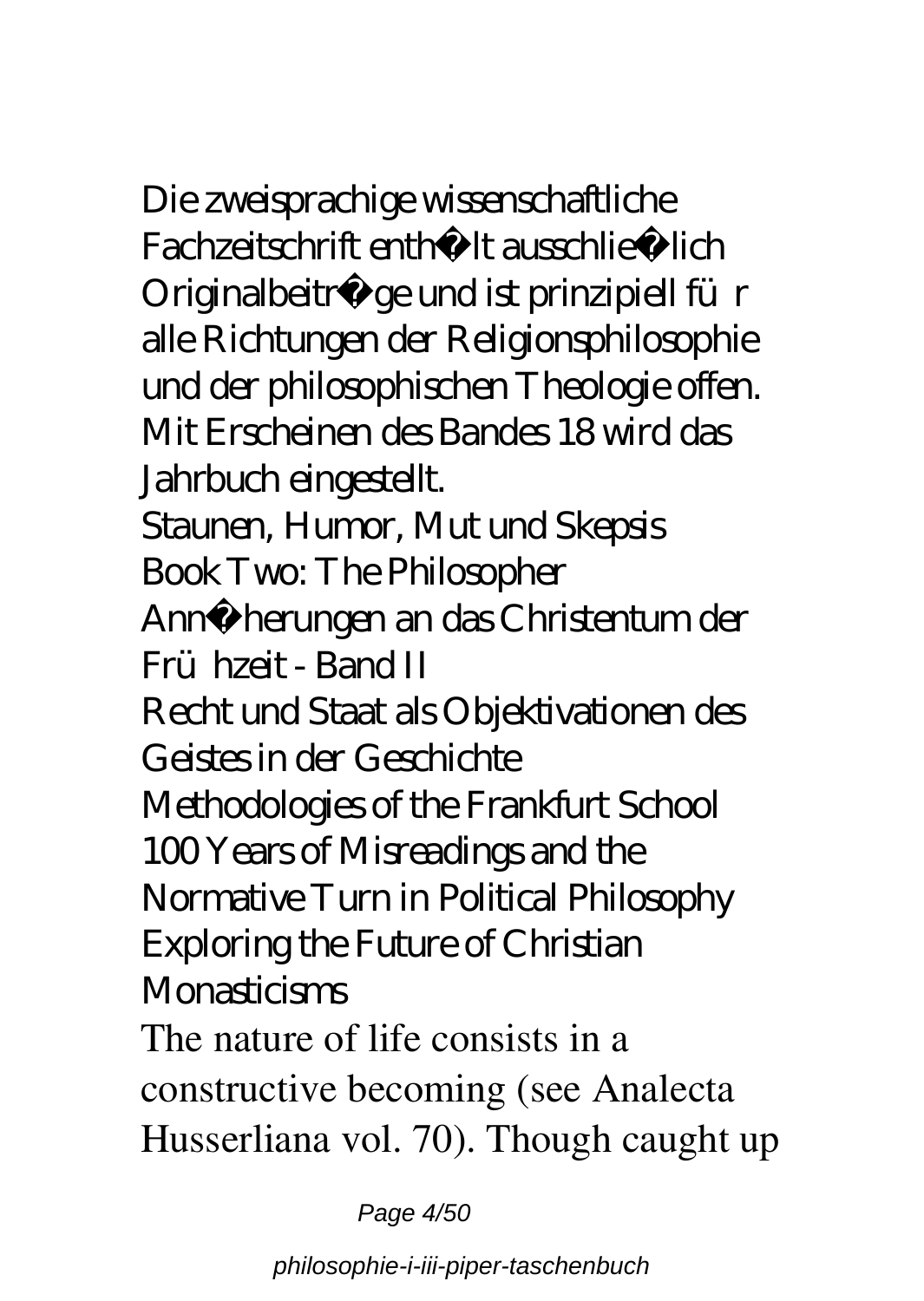Die zweisprachige wissenschaftliche Fachzeitschrift enthält ausschließlich Originalbeiträge und ist prinzipiell für alle Richtungen der Religionsphilosophie und der philosophischen Theologie offen. Mit Erscheinen des Bandes 18 wird das Jahrbuch eingestellt.

Staunen, Humor, Mut und Skepsis

Book Two: The Philosopher

Annäherungen an das Christentum der Frühzeit - Band II

Recht und Staat als Objektivationen des Geistes in der Geschichte

Methodologies of the Frankfurt School

100 Years of Misreadings and the Normative Turn in Political Philosophy

Exploring the Future of Christian Monasticisms

The nature of life consists in a constructive becoming (see Analecta Husserliana vol. 70). Though caught up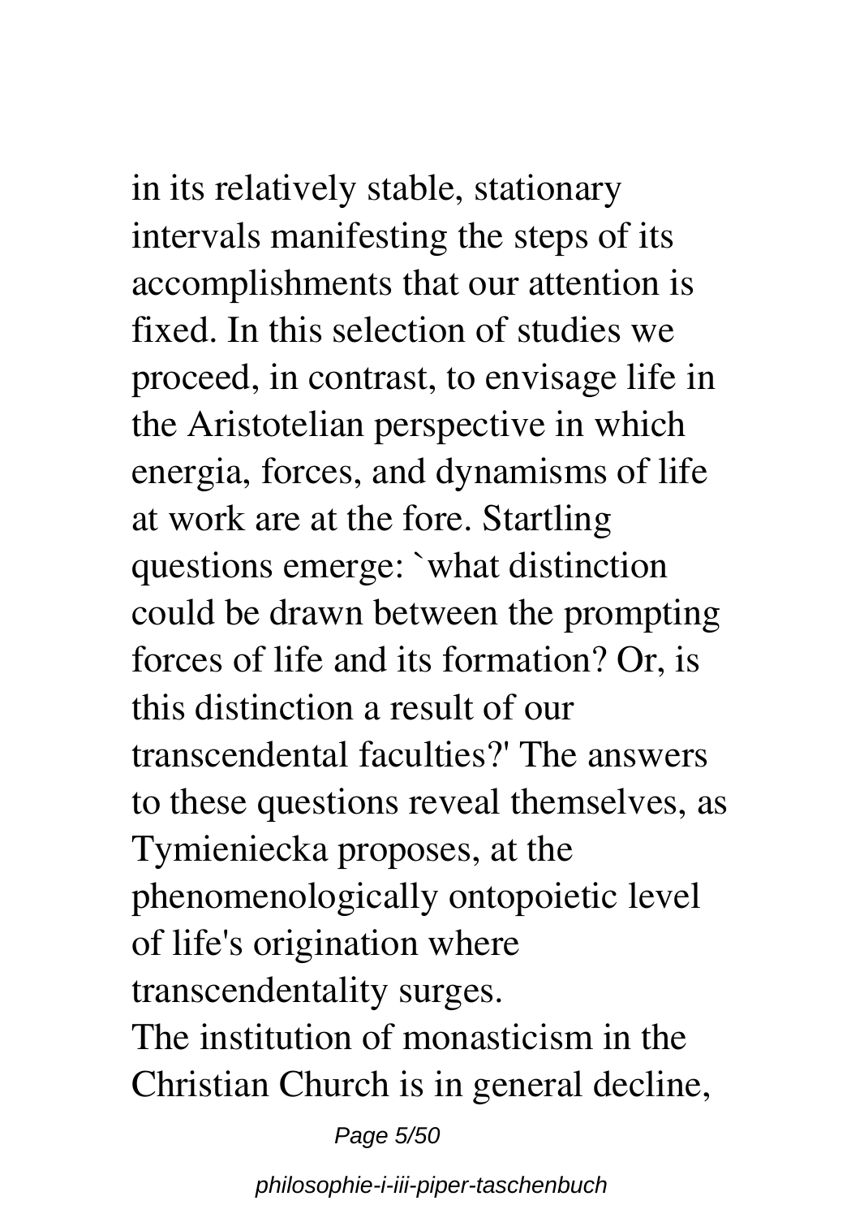in its relatively stable, stationary intervals manifesting the steps of its accomplishments that our attention is fixed. In this selection of studies we proceed, in contrast, to envisage life in the Aristotelian perspective in which energia, forces, and dynamisms of life at work are at the fore. Startling questions emerge: `what distinction could be drawn between the prompting forces of life and its formation? Or, is this distinction a result of our transcendental faculties?' The answers to these questions reveal themselves, as Tymieniecka proposes, at the phenomenologically ontopoietic level of life's origination where transcendentality surges.

The institution of monasticism in the Christian Church is in general decline,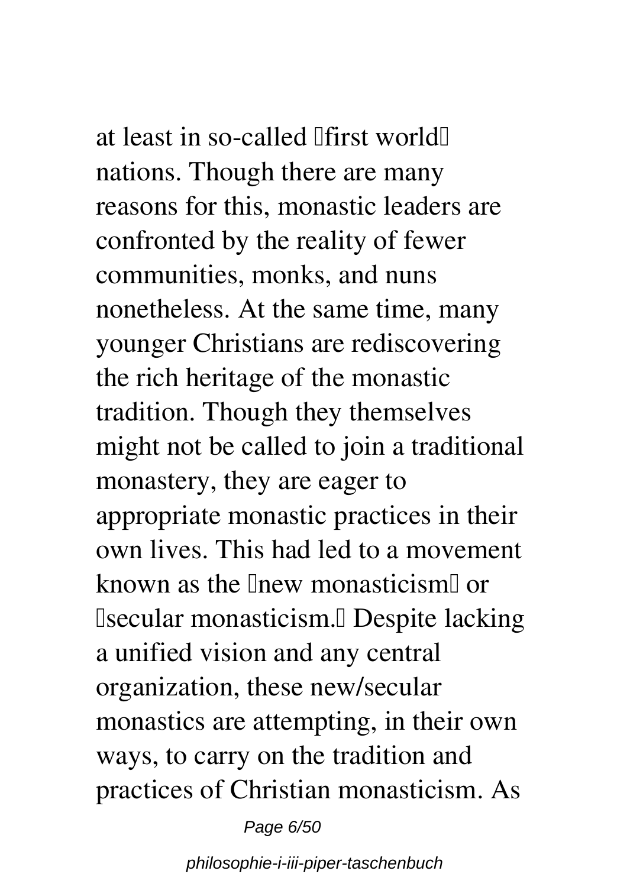at least in so-called "first world" nations. Though there are many reasons for this, monastic leaders are confronted by the reality of fewer communities, monks, and nuns nonetheless. At the same time, many younger Christians are rediscovering the rich heritage of the monastic tradition. Though they themselves might not be called to join a traditional monastery, they are eager to appropriate monastic practices in their own lives. This had led to a movement known as the "new monasticism" or "secular monasticism." Despite lacking a unified vision and any central organization, these new/secular monastics are attempting, in their own ways, to carry on the tradition and practices of Christian monasticism. As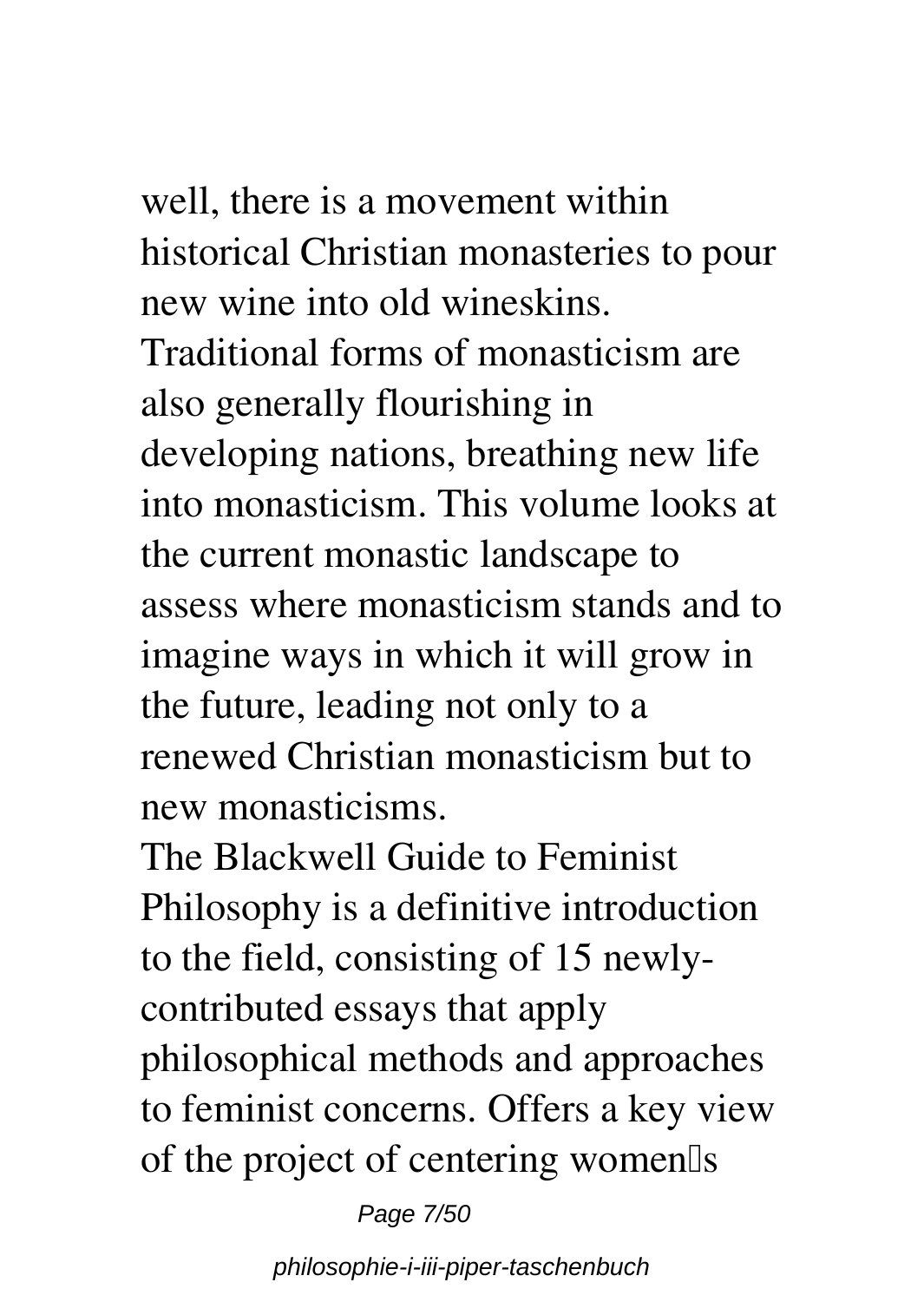well, there is a movement within historical Christian monasteries to pour new wine into old wineskins. Traditional forms of monasticism are also generally flourishing in developing nations, breathing new life into monasticism. This volume looks at the current monastic landscape to assess where monasticism stands and to imagine ways in which it will grow in the future, leading not only to a renewed Christian monasticism but to new monasticisms.

The Blackwell Guide to Feminist Philosophy is a definitive introduction to the field, consisting of 15 newly-contributed essays that apply philosophical methods and approaches to feminist concerns. Offers a key view of the project of centering women's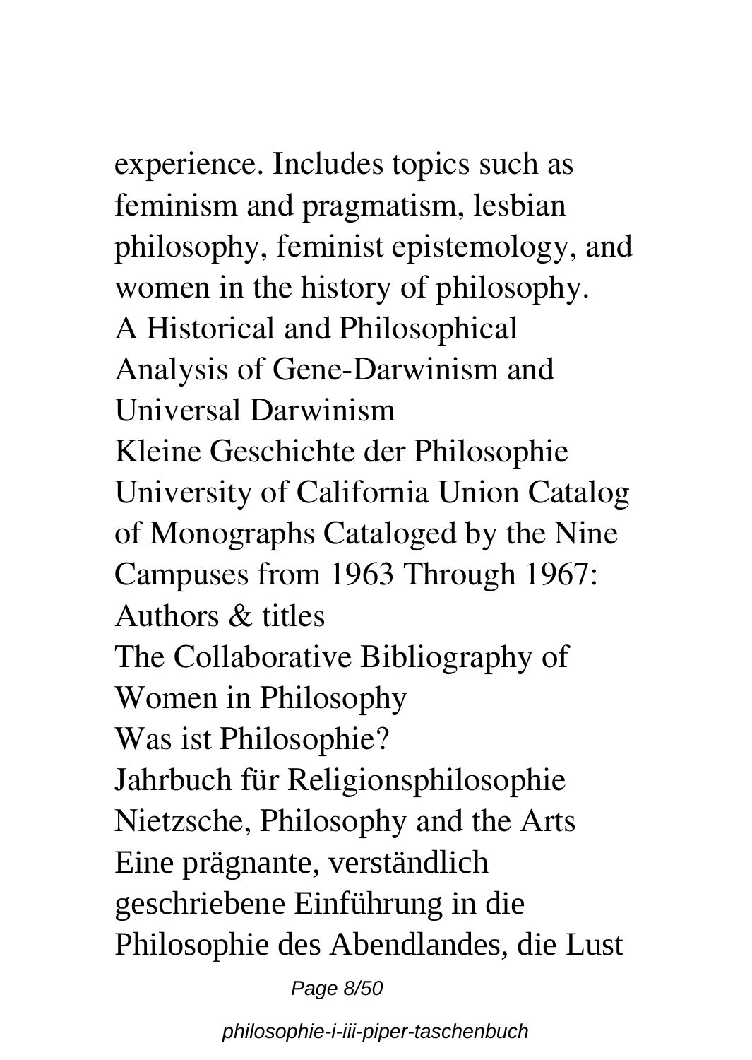experience. Includes topics such as feminism and pragmatism, lesbian philosophy, feminist epistemology, and women in the history of philosophy.

A Historical and Philosophical Analysis of Gene-Darwinism and Universal Darwinism

Kleine Geschichte der Philosophie

University of California Union Catalog of Monographs Cataloged by the Nine Campuses from 1963 Through 1967: Authors & titles

The Collaborative Bibliography of Women in Philosophy

Was ist Philosophie?

Jahrbuch für Religionsphilosophie

Nietzsche, Philosophy and the Arts

Eine prägnante, verständlich geschriebene Einführung in die Philosophie des Abendlandes, die Lust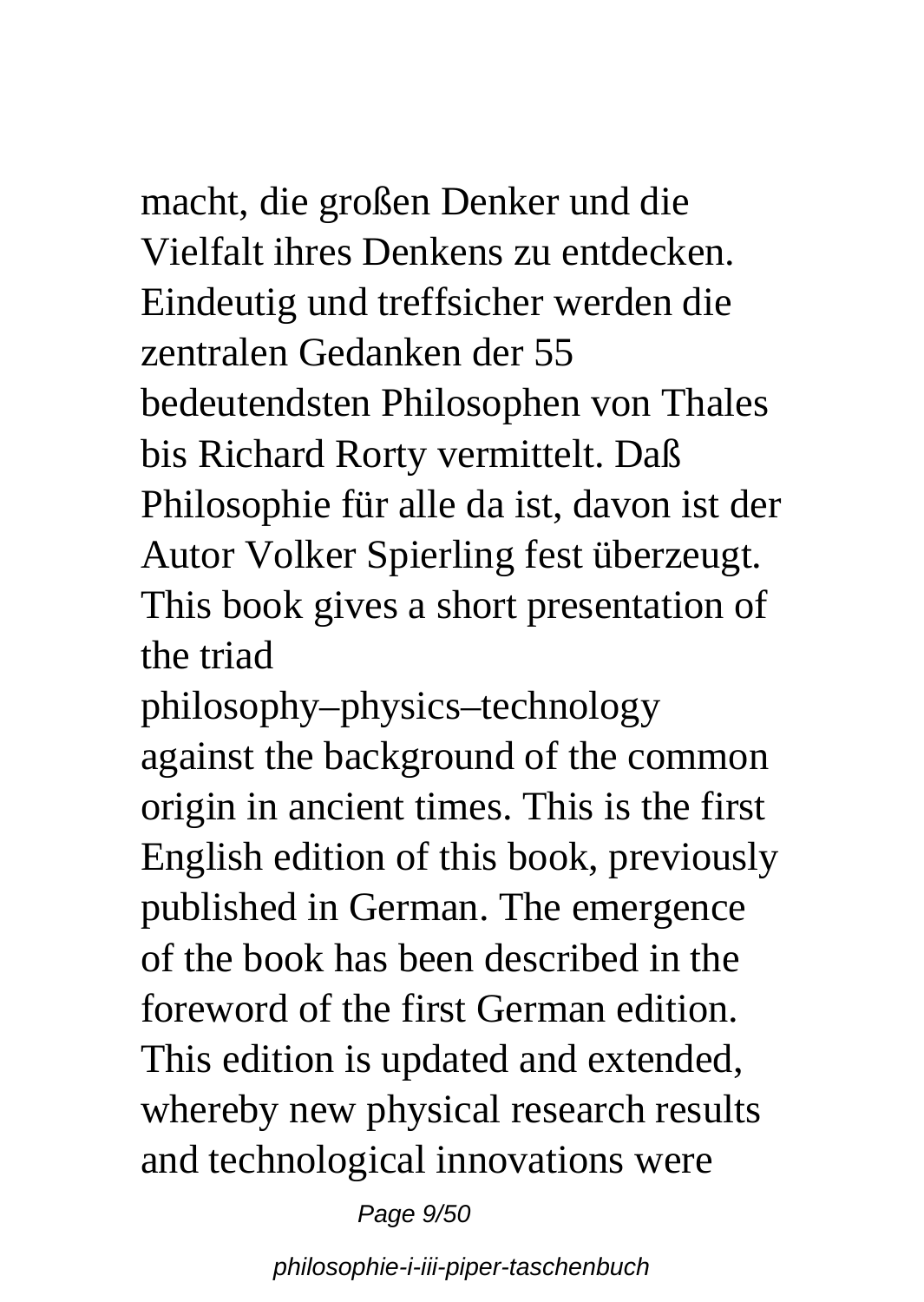macht, die großen Denker und die Vielfalt ihres Denkens zu entdecken. Eindeutig und treffsicher werden die zentralen Gedanken der 55 bedeutendsten Philosophen von Thales bis Richard Rorty vermittelt. Daß Philosophie für alle da ist, davon ist der Autor Volker Spierling fest überzeugt.
This book gives a short presentation of the triad philosophy–physics–technology against the background of the common origin in ancient times. This is the first English edition of this book, previously published in German. The emergence of the book has been described in the foreword of the first German edition. This edition is updated and extended, whereby new physical research results and technological innovations were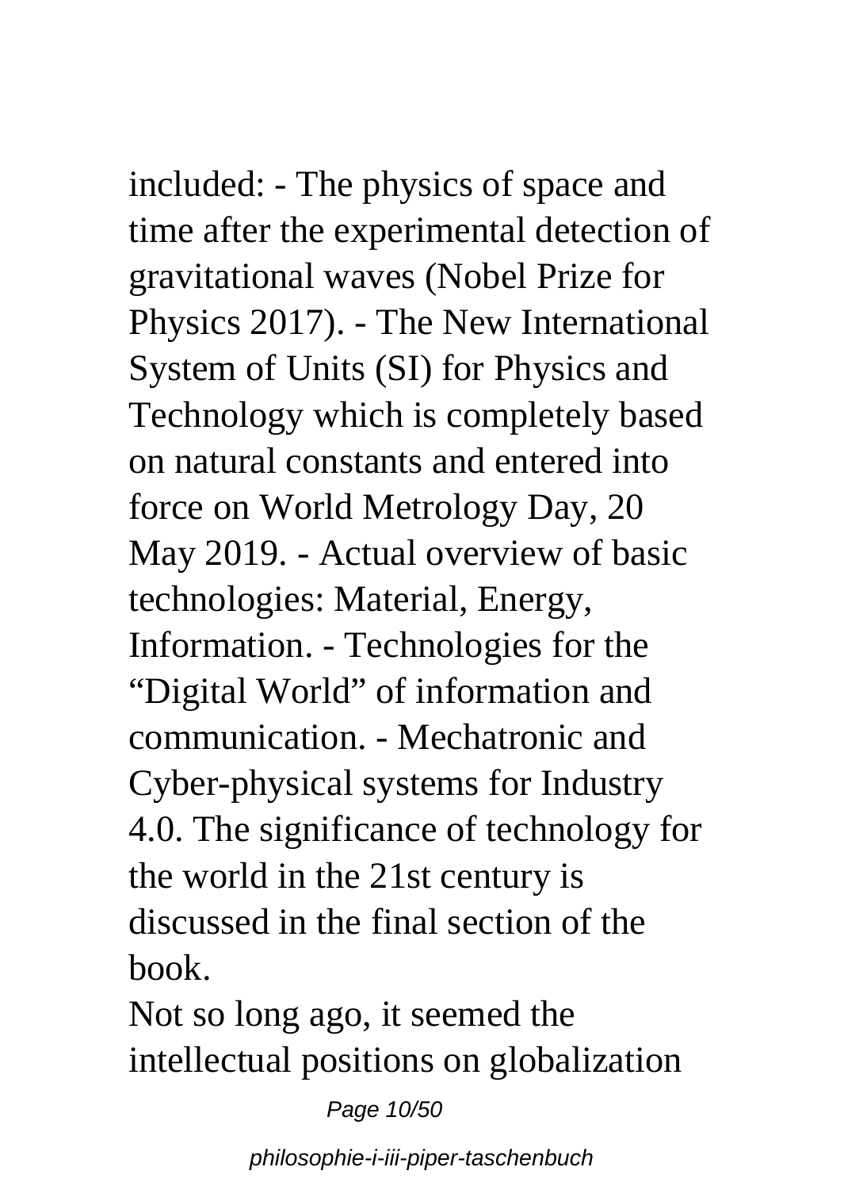included: - The physics of space and time after the experimental detection of gravitational waves (Nobel Prize for Physics 2017). - The New International System of Units (SI) for Physics and Technology which is completely based on natural constants and entered into force on World Metrology Day, 20 May 2019. - Actual overview of basic technologies: Material, Energy, Information. - Technologies for the "Digital World" of information and communication. - Mechatronic and Cyber-physical systems for Industry 4.0. The significance of technology for the world in the 21st century is discussed in the final section of the book.

Not so long ago, it seemed the intellectual positions on globalization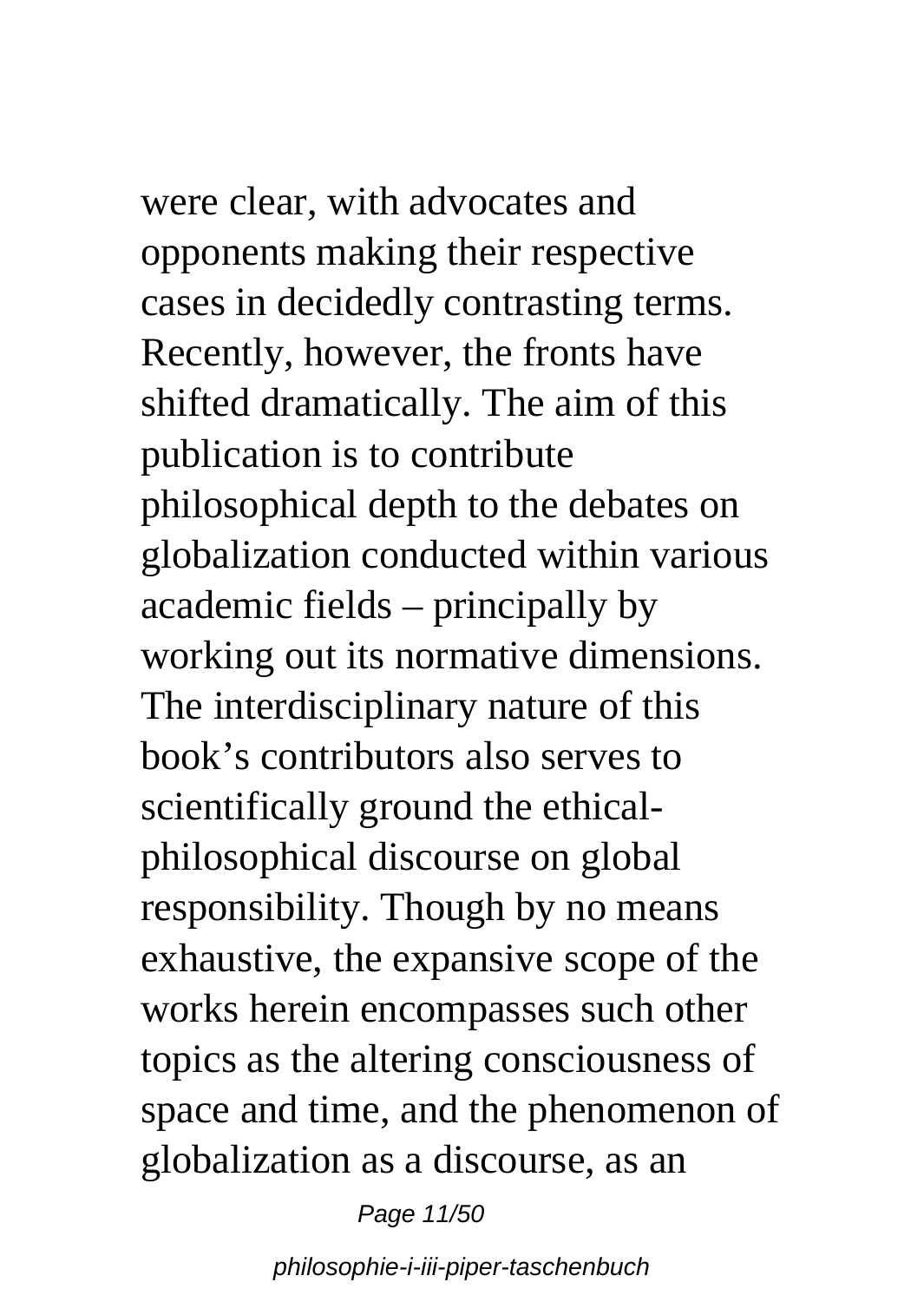were clear, with advocates and opponents making their respective cases in decidedly contrasting terms. Recently, however, the fronts have shifted dramatically. The aim of this publication is to contribute philosophical depth to the debates on globalization conducted within various academic fields – principally by working out its normative dimensions. The interdisciplinary nature of this book's contributors also serves to scientifically ground the ethical-philosophical discourse on global responsibility. Though by no means exhaustive, the expansive scope of the works herein encompasses such other topics as the altering consciousness of space and time, and the phenomenon of globalization as a discourse, as an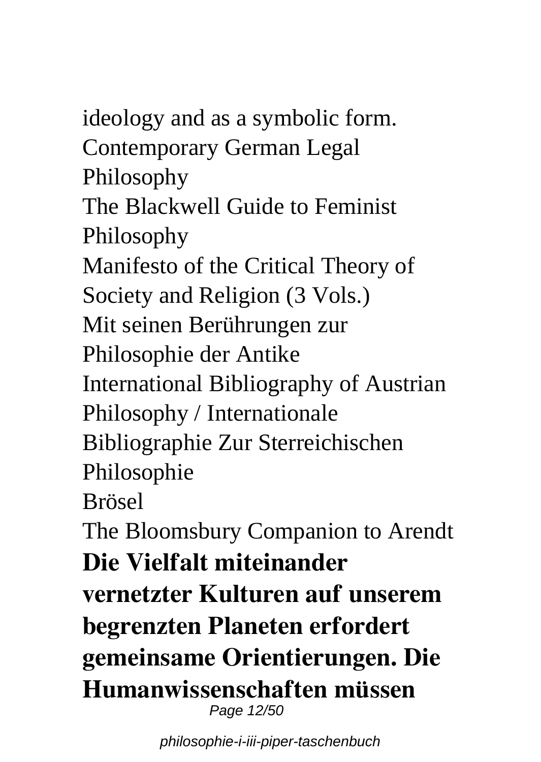ideology and as a symbolic form.
Contemporary German Legal Philosophy
The Blackwell Guide to Feminist Philosophy
Manifesto of the Critical Theory of Society and Religion (3 Vols.)
Mit seinen Berührungen zur Philosophie der Antike
International Bibliography of Austrian Philosophy / Internationale Bibliographie Zur Sterreichischen Philosophie
Brösel
The Bloomsbury Companion to Arendt

**Die Vielfalt miteinander vernetzter Kulturen auf unserem begrenzten Planeten erfordert gemeinsame Orientierungen. Die Humanwissenschaften müssen**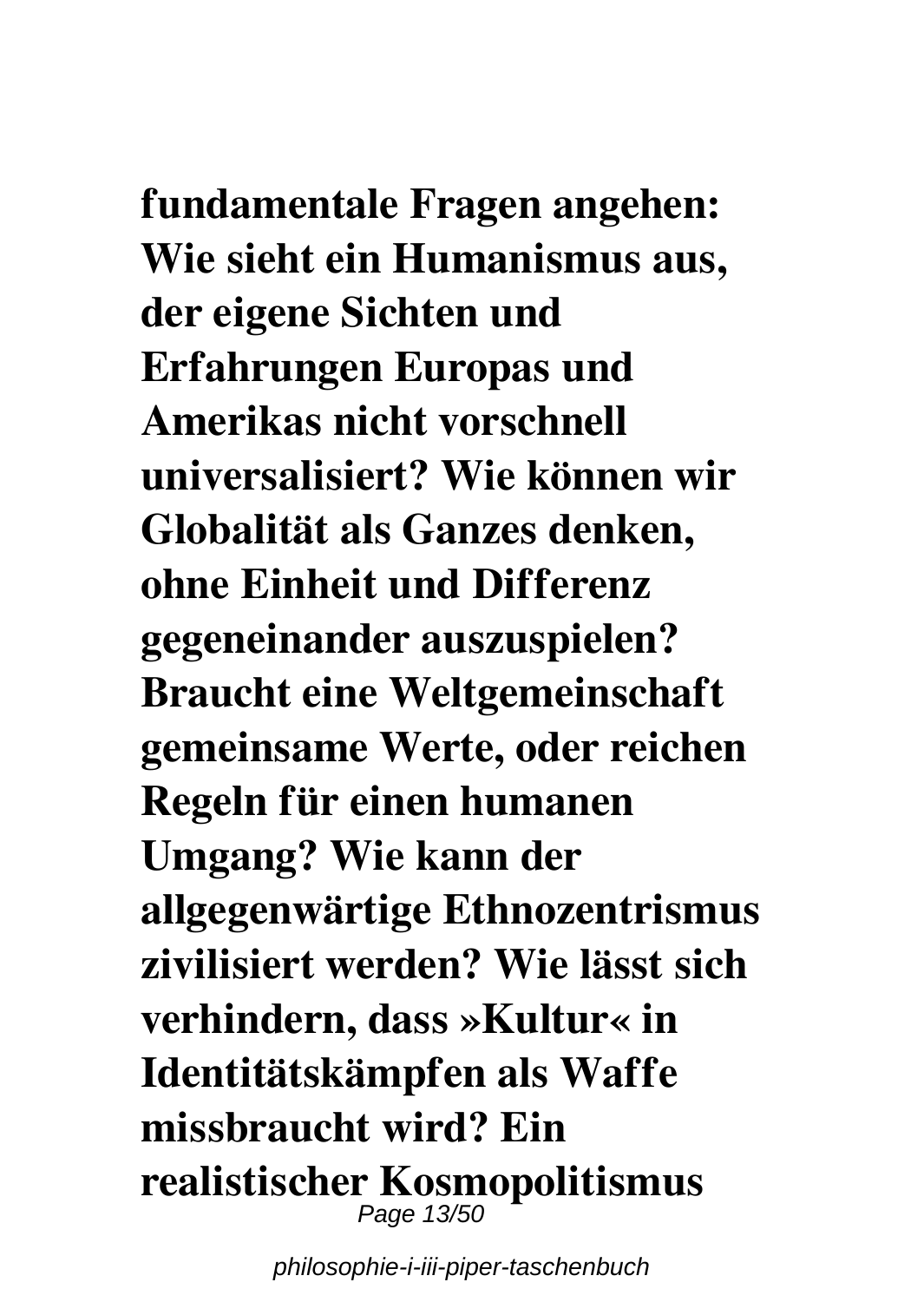**fundamentale Fragen angehen: Wie sieht ein Humanismus aus, der eigene Sichten und Erfahrungen Europas und Amerikas nicht vorschnell universalisiert? Wie können wir Globalität als Ganzes denken, ohne Einheit und Differenz gegeneinander auszuspielen? Braucht eine Weltgemeinschaft gemeinsame Werte, oder reichen Regeln für einen humanen Umgang? Wie kann der allgegenwärtige Ethnozentrismus zivilisiert werden? Wie lässt sich verhindern, dass »Kultur« in Identitätskämpfen als Waffe missbraucht wird? Ein realistischer Kosmopolitismus**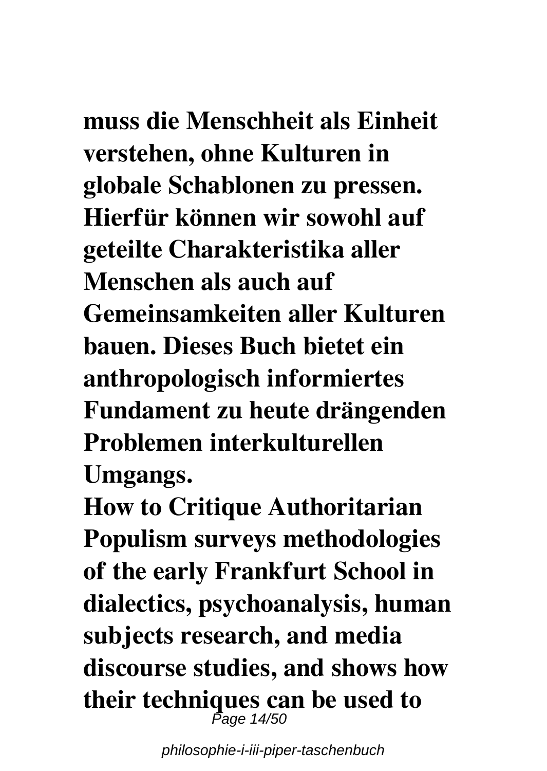**muss die Menschheit als Einheit verstehen, ohne Kulturen in globale Schablonen zu pressen. Hierfür können wir sowohl auf geteilte Charakteristika aller Menschen als auch auf Gemeinsamkeiten aller Kulturen bauen. Dieses Buch bietet ein anthropologisch informiertes Fundament zu heute drängenden Problemen interkulturellen Umgangs.**

**How to Critique Authoritarian Populism surveys methodologies of the early Frankfurt School in dialectics, psychoanalysis, human subjects research, and media discourse studies, and shows how their techniques can be used to**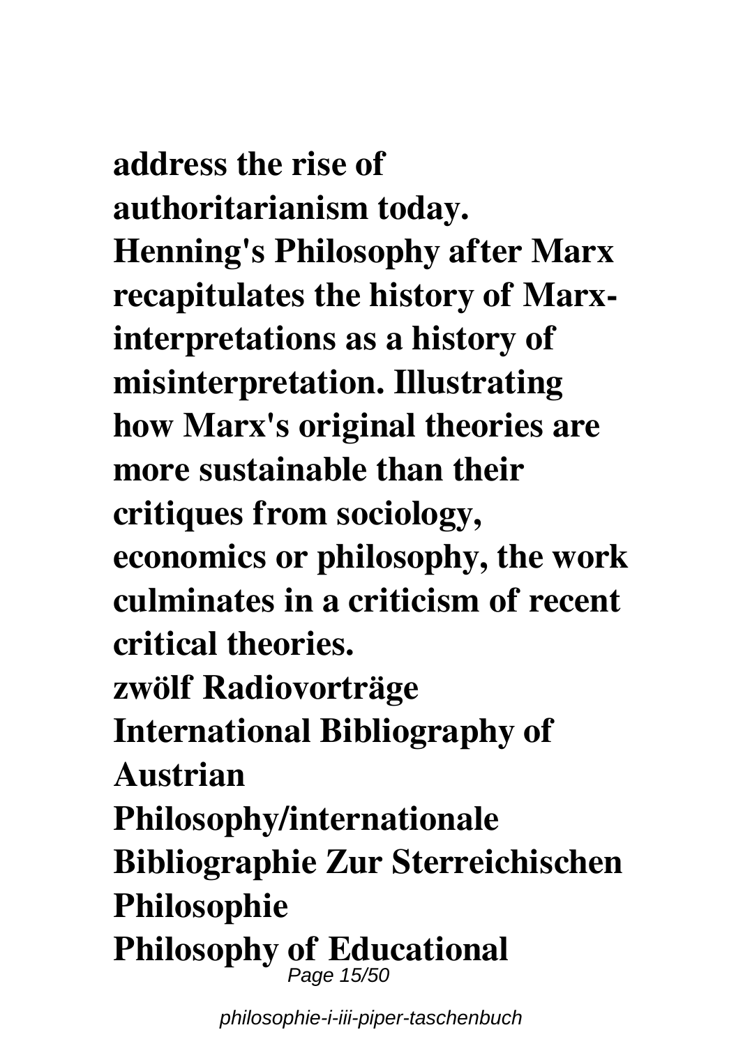**address the rise of authoritarianism today.**

**Henning's Philosophy after Marx recapitulates the history of Marx-interpretations as a history of misinterpretation. Illustrating how Marx's original theories are more sustainable than their critiques from sociology, economics or philosophy, the work culminates in a criticism of recent critical theories.**

**zwölf Radiovorträge**

**International Bibliography of Austrian Philosophy/internationale Bibliographie Zur Sterreichischen Philosophie**

**Philosophy of Educational**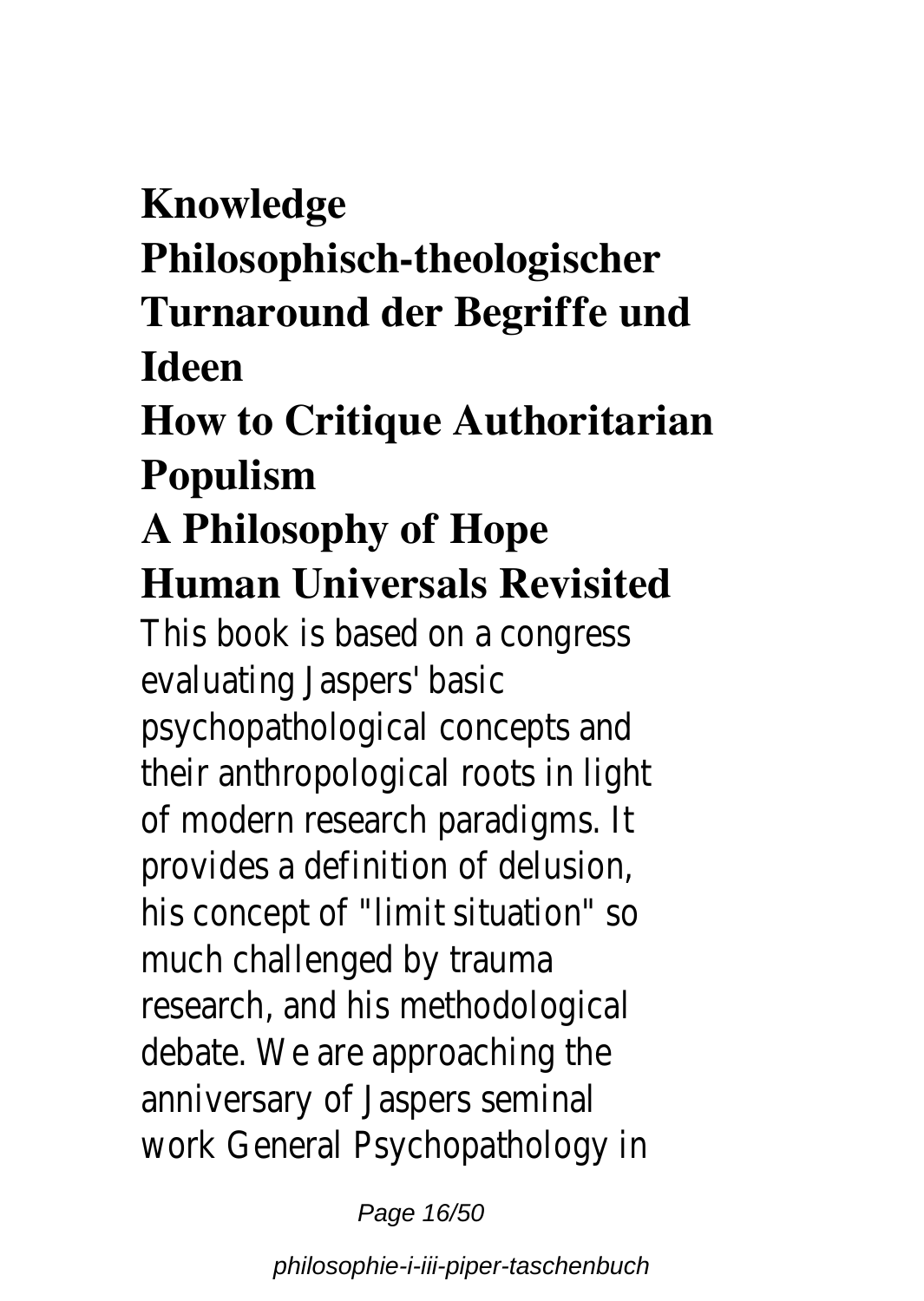**Knowledge**

**Philosophisch-theologischer Turnaround der Begriffe und Ideen**

**How to Critique Authoritarian Populism**

**A Philosophy of Hope**

**Human Universals Revisited**

This book is based on a congress evaluating Jaspers' basic psychopathological concepts and their anthropological roots in light of modern research paradigms. It provides a definition of delusion, his concept of "limit situation" so much challenged by trauma research, and his methodological debate. We are approaching the anniversary of Jaspers seminal work General Psychopathology in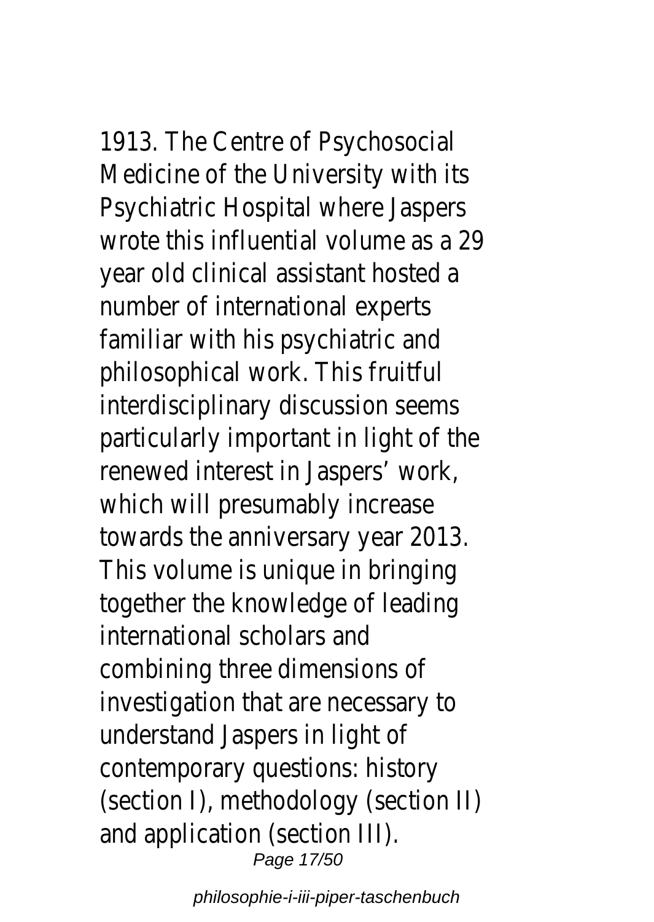1913. The Centre of Psychosocial Medicine of the University with its Psychiatric Hospital where Jaspers wrote this influential volume as a 29 year old clinical assistant hosted a number of international experts familiar with his psychiatric and philosophical work. This fruitful interdisciplinary discussion seems particularly important in light of the renewed interest in Jaspers' work, which will presumably increase towards the anniversary year 2013. This volume is unique in bringing together the knowledge of leading international scholars and combining three dimensions of investigation that are necessary to understand Jaspers in light of contemporary questions: history (section I), methodology (section II) and application (section III).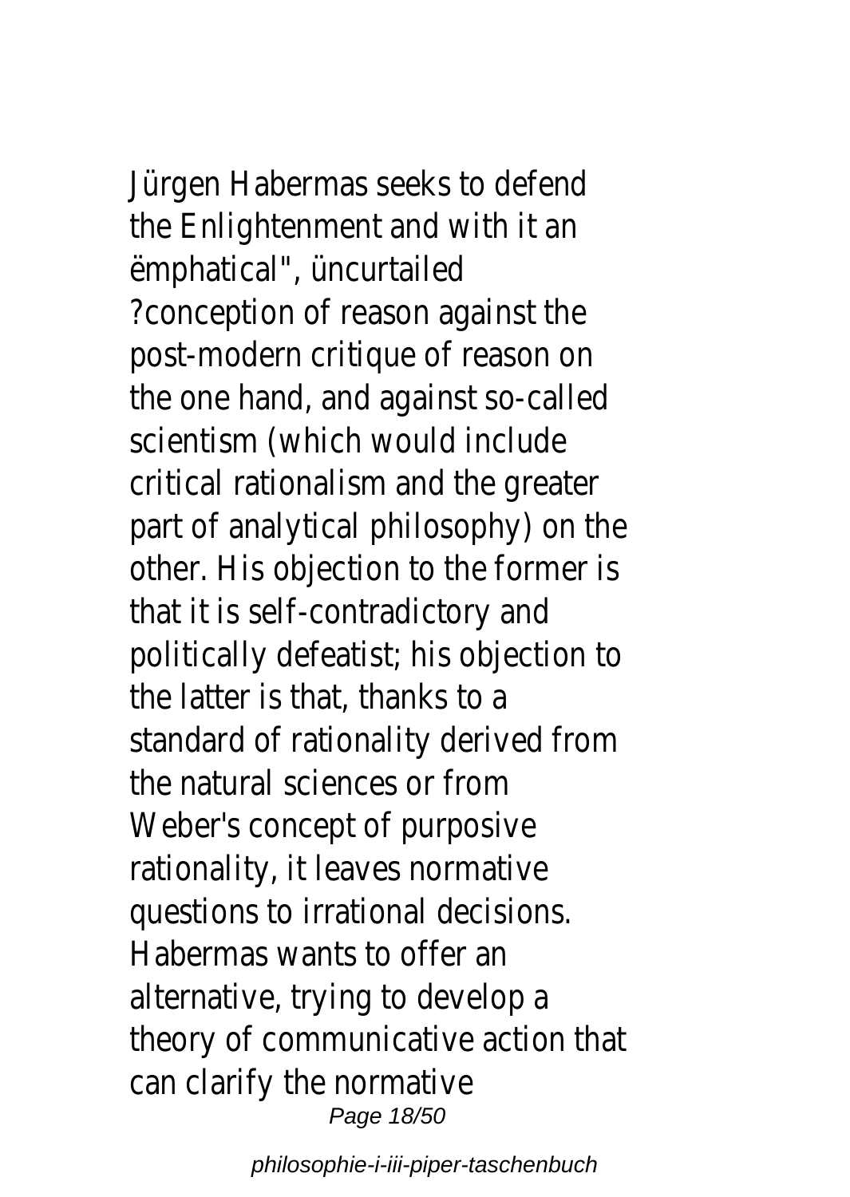Jürgen Habermas seeks to defend the Enlightenment and with it an ëmphatical", üncurtailed ?conception of reason against the post-modern critique of reason on the one hand, and against so-called scientism (which would include critical rationalism and the greater part of analytical philosophy) on the other. His objection to the former is that it is self-contradictory and politically defeatist; his objection to the latter is that, thanks to a standard of rationality derived from the natural sciences or from Weber's concept of purposive rationality, it leaves normative questions to irrational decisions. Habermas wants to offer an alternative, trying to develop a theory of communicative action that can clarify the normative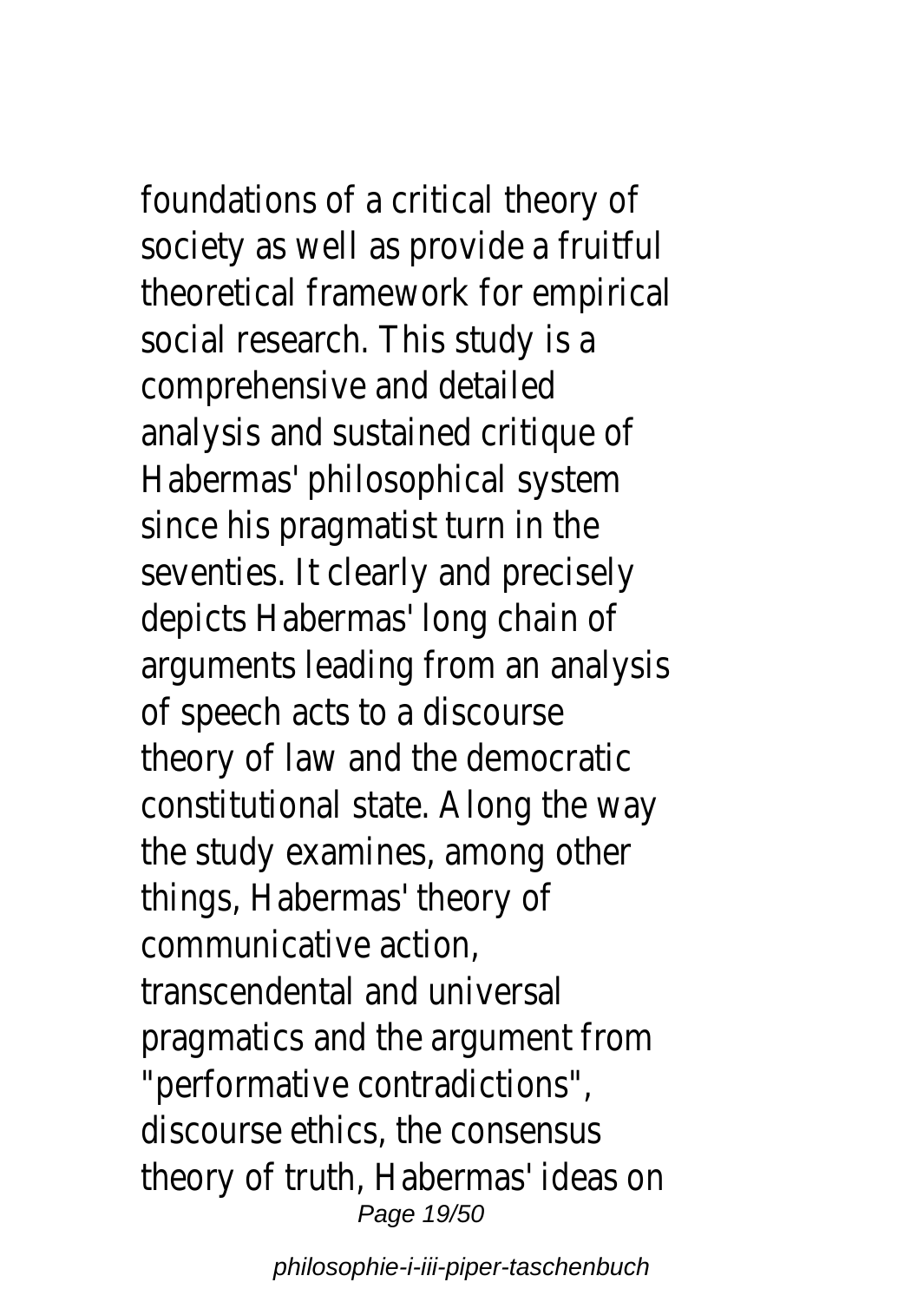foundations of a critical theory of society as well as provide a fruitful theoretical framework for empirical social research. This study is a comprehensive and detailed analysis and sustained critique of Habermas' philosophical system since his pragmatist turn in the seventies. It clearly and precisely depicts Habermas' long chain of arguments leading from an analysis of speech acts to a discourse theory of law and the democratic constitutional state. Along the way the study examines, among other things, Habermas' theory of communicative action, transcendental and universal pragmatics and the argument from "performative contradictions", discourse ethics, the consensus theory of truth, Habermas' ideas on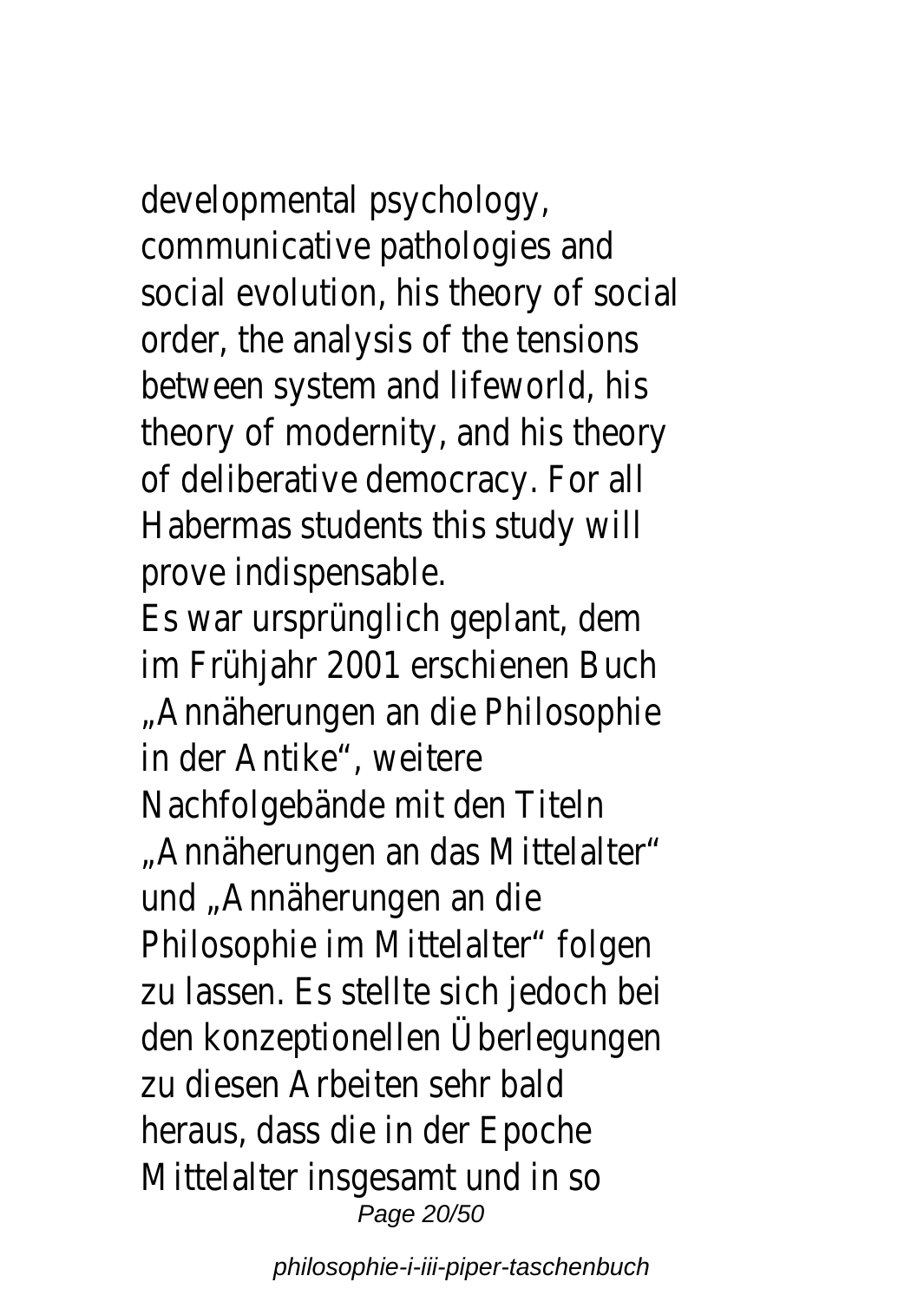developmental psychology, communicative pathologies and social evolution, his theory of social order, the analysis of the tensions between system and lifeworld, his theory of modernity, and his theory of deliberative democracy. For all Habermas students this study will prove indispensable.

Es war ursprünglich geplant, dem im Frühjahr 2001 erschienen Buch „Annäherungen an die Philosophie in der Antike", weitere Nachfolgebände mit den Titeln „Annäherungen an das Mittelalter" und „Annäherungen an die Philosophie im Mittelalter" folgen zu lassen. Es stellte sich jedoch bei den konzeptionellen Überlegungen zu diesen Arbeiten sehr bald heraus, dass die in der Epoche Mittelalter insgesamt und in so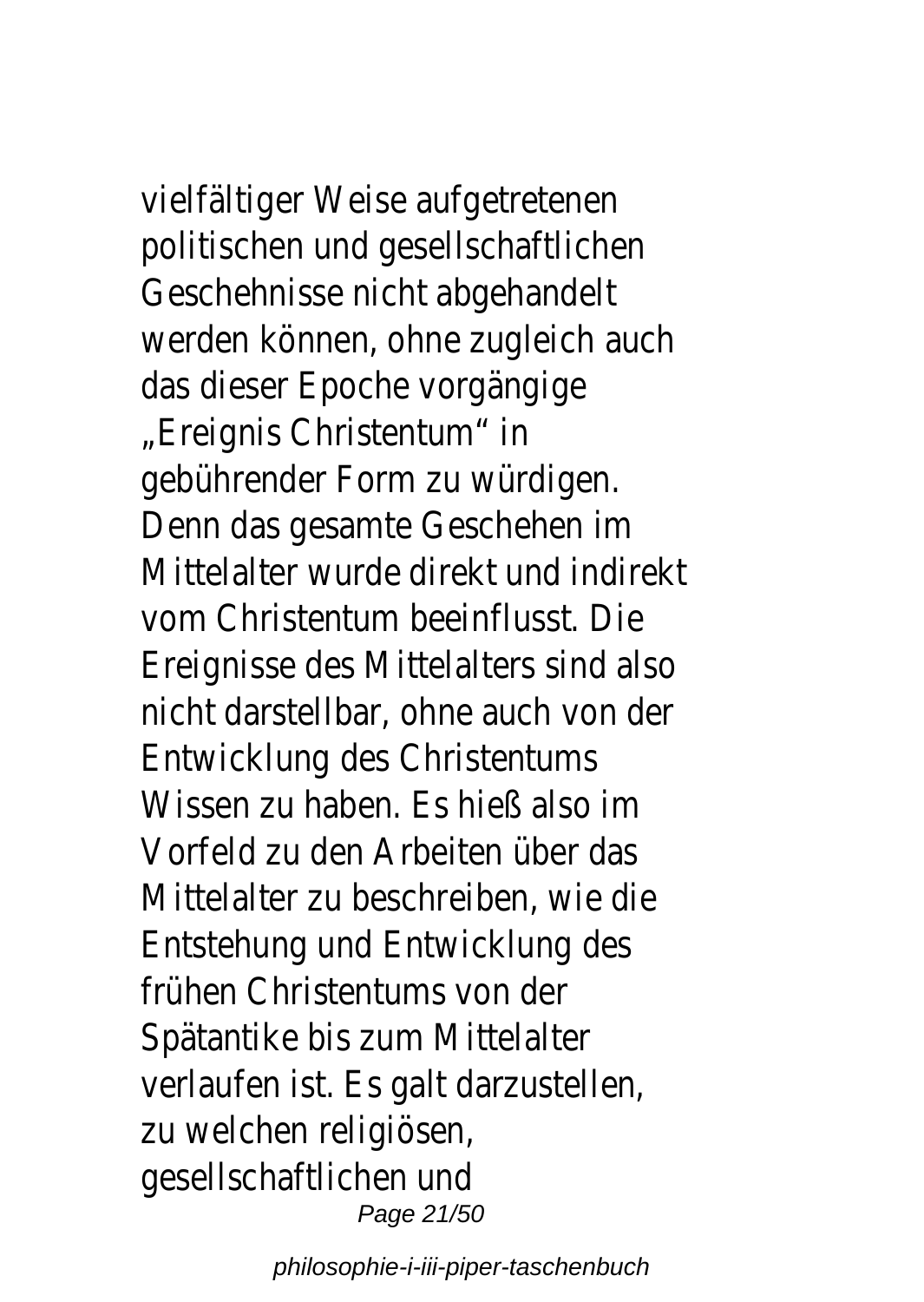vielfältiger Weise aufgetretenen politischen und gesellschaftlichen Geschehnisse nicht abgehandelt werden können, ohne zugleich auch das dieser Epoche vorgängige „Ereignis Christentum“ in gebührender Form zu würdigen. Denn das gesamte Geschehen im Mittelalter wurde direkt und indirekt vom Christentum beeinflusst. Die Ereignisse des Mittelalters sind also nicht darstellbar, ohne auch von der Entwicklung des Christentums Wissen zu haben. Es hieß also im Vorfeld zu den Arbeiten über das Mittelalter zu beschreiben, wie die Entstehung und Entwicklung des frühen Christentums von der Spätantike bis zum Mittelalter verlaufen ist. Es galt darzustellen, zu welchen religiösen, gesellschaftlichen und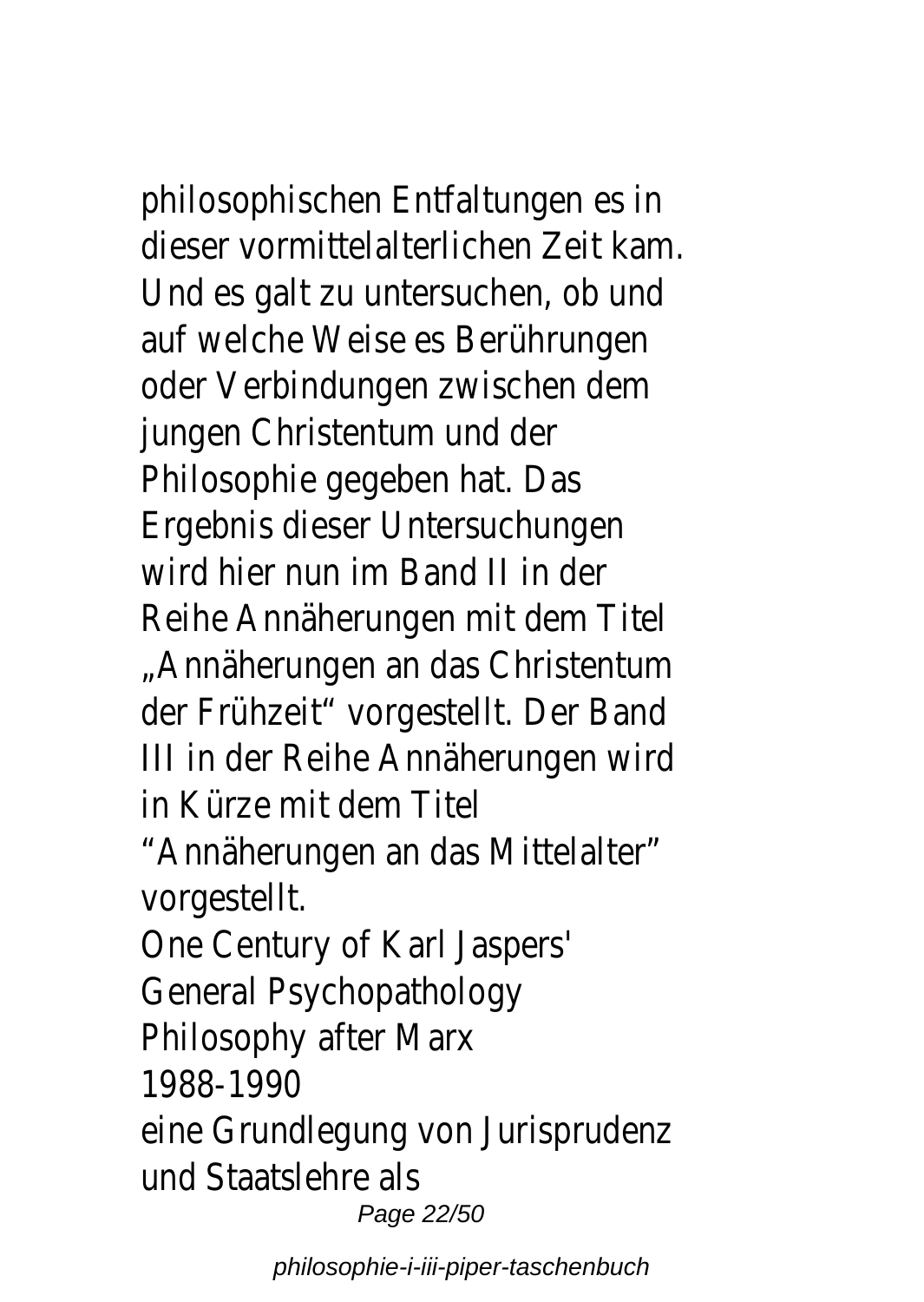philosophischen Entfaltungen es in dieser vormittelalterlichen Zeit kam. Und es galt zu untersuchen, ob und auf welche Weise es Berührungen oder Verbindungen zwischen dem jungen Christentum und der Philosophie gegeben hat. Das Ergebnis dieser Untersuchungen wird hier nun im Band II in der Reihe Annäherungen mit dem Titel „Annäherungen an das Christentum der Frühzeit“ vorgestellt. Der Band III in der Reihe Annäherungen wird in Kürze mit dem Titel “Annäherungen an das Mittelalter” vorgestellt.

One Century of Karl Jaspers' General Psychopathology

Philosophy after Marx

1988-1990

eine Grundlegung von Jurisprudenz und Staatslehre als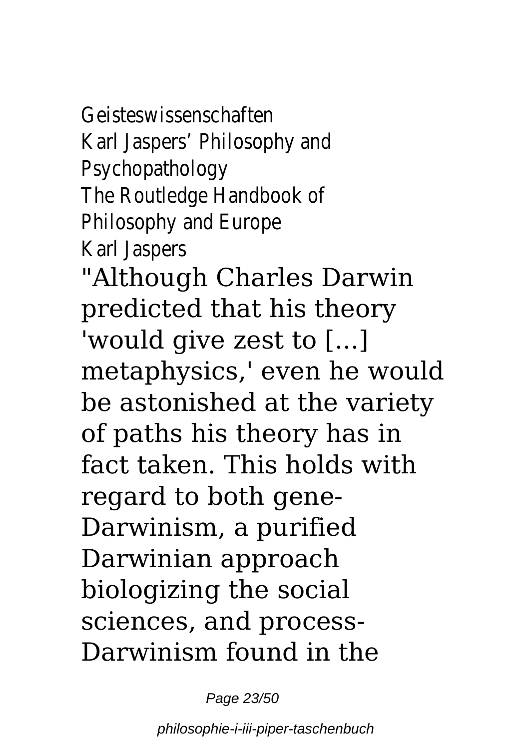Geisteswissenschaften
Karl Jaspers’ Philosophy and Psychopathology
The Routledge Handbook of Philosophy and Europe
Karl Jaspers

"Although Charles Darwin predicted that his theory 'would give zest to [...] metaphysics,' even he would be astonished at the variety of paths his theory has in fact taken. This holds with regard to both gene-Darwinism, a purified Darwinian approach biologizing the social sciences, and process-Darwinism found in the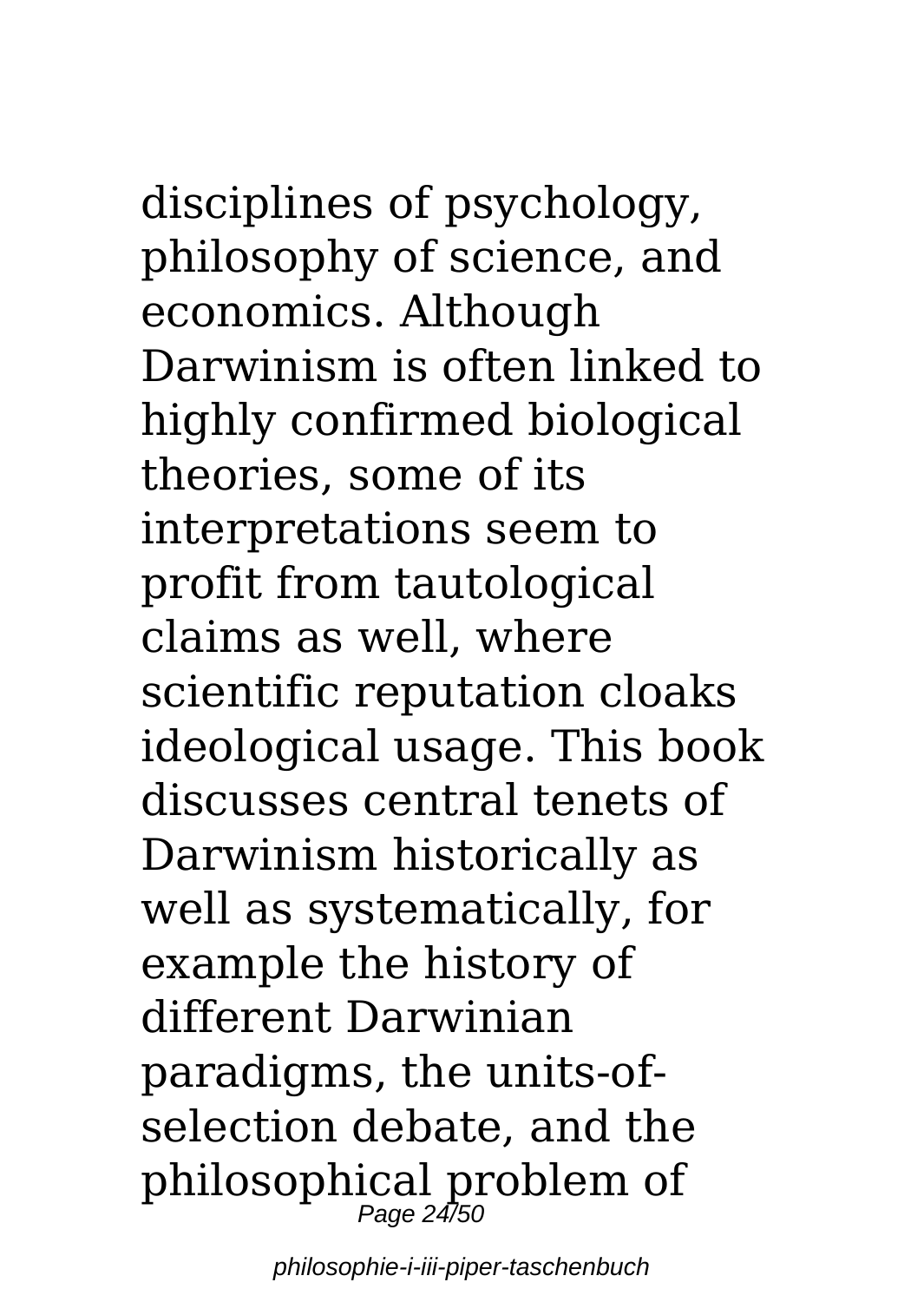disciplines of psychology, philosophy of science, and economics. Although Darwinism is often linked to highly confirmed biological theories, some of its interpretations seem to profit from tautological claims as well, where scientific reputation cloaks ideological usage. This book discusses central tenets of Darwinism historically as well as systematically, for example the history of different Darwinian paradigms, the units-of-selection debate, and the philosophical problem of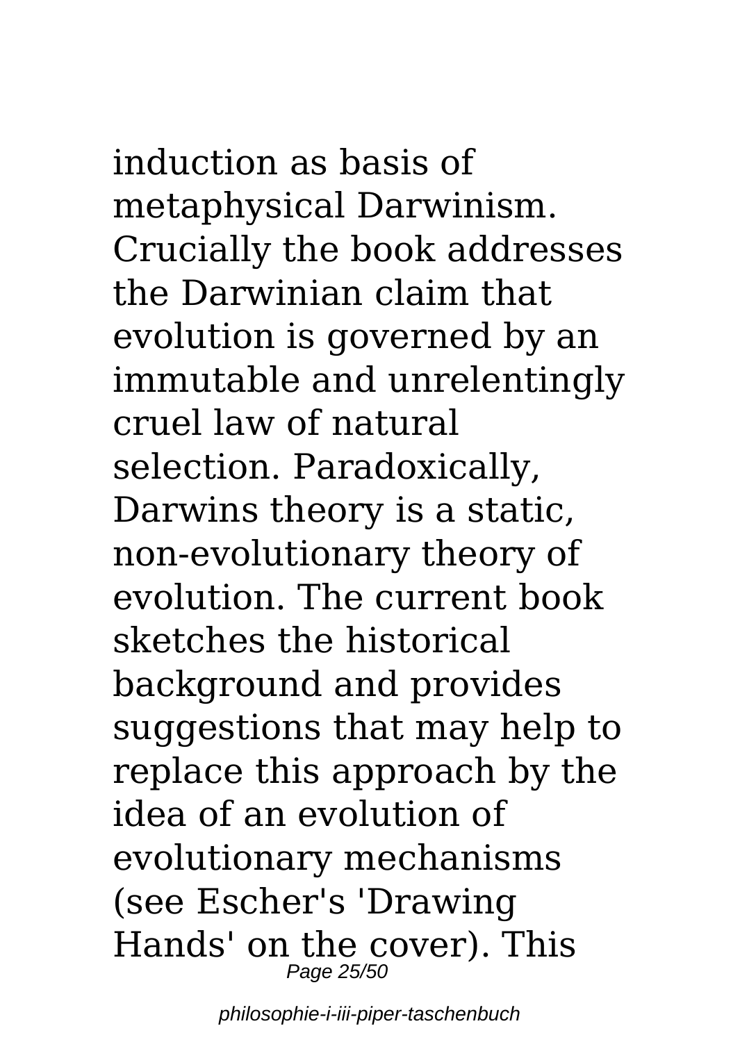induction as basis of metaphysical Darwinism. Crucially the book addresses the Darwinian claim that evolution is governed by an immutable and unrelentingly cruel law of natural selection. Paradoxically, Darwins theory is a static, non-evolutionary theory of evolution. The current book sketches the historical background and provides suggestions that may help to replace this approach by the idea of an evolution of evolutionary mechanisms (see Escher's 'Drawing Hands' on the cover). This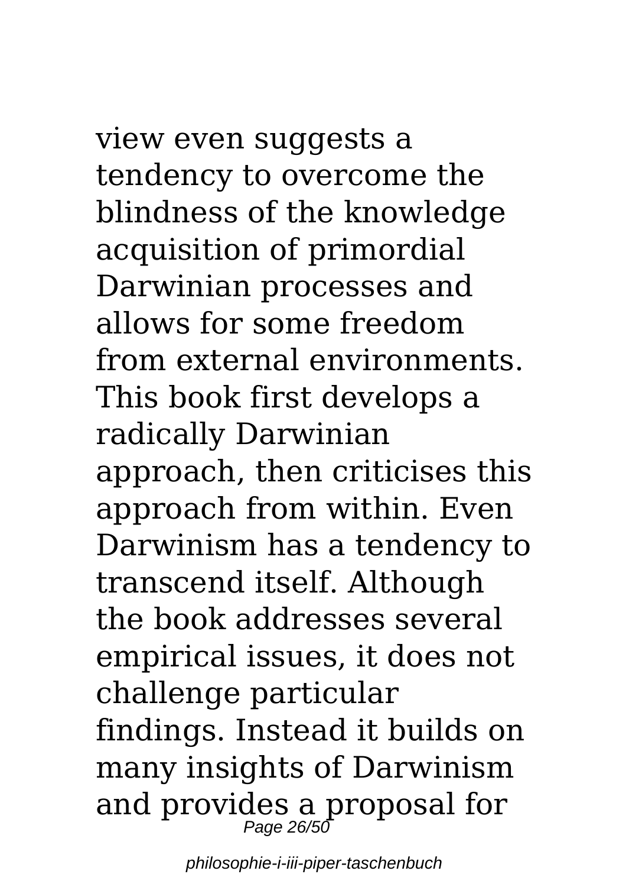view even suggests a tendency to overcome the blindness of the knowledge acquisition of primordial Darwinian processes and allows for some freedom from external environments. This book first develops a radically Darwinian approach, then criticises this approach from within. Even Darwinism has a tendency to transcend itself. Although the book addresses several empirical issues, it does not challenge particular findings. Instead it builds on many insights of Darwinism and provides a proposal for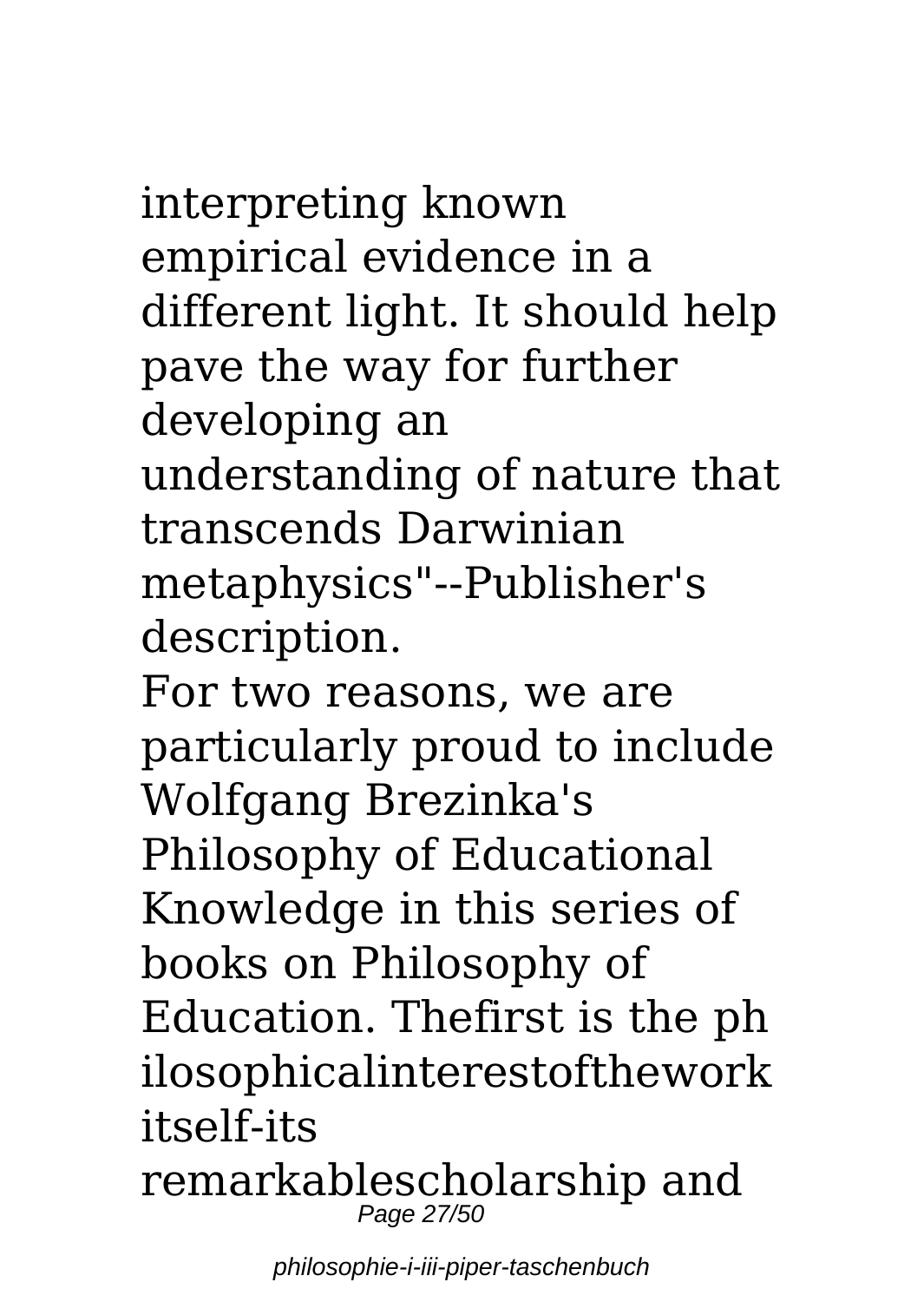interpreting known empirical evidence in a different light. It should help pave the way for further developing an understanding of nature that transcends Darwinian metaphysics"--Publisher's description.

For two reasons, we are particularly proud to include Wolfgang Brezinka's Philosophy of Educational Knowledge in this series of books on Philosophy of Education. Thefirst is the ph ilosophicalinterestofthework itself-its remarkablescholarship and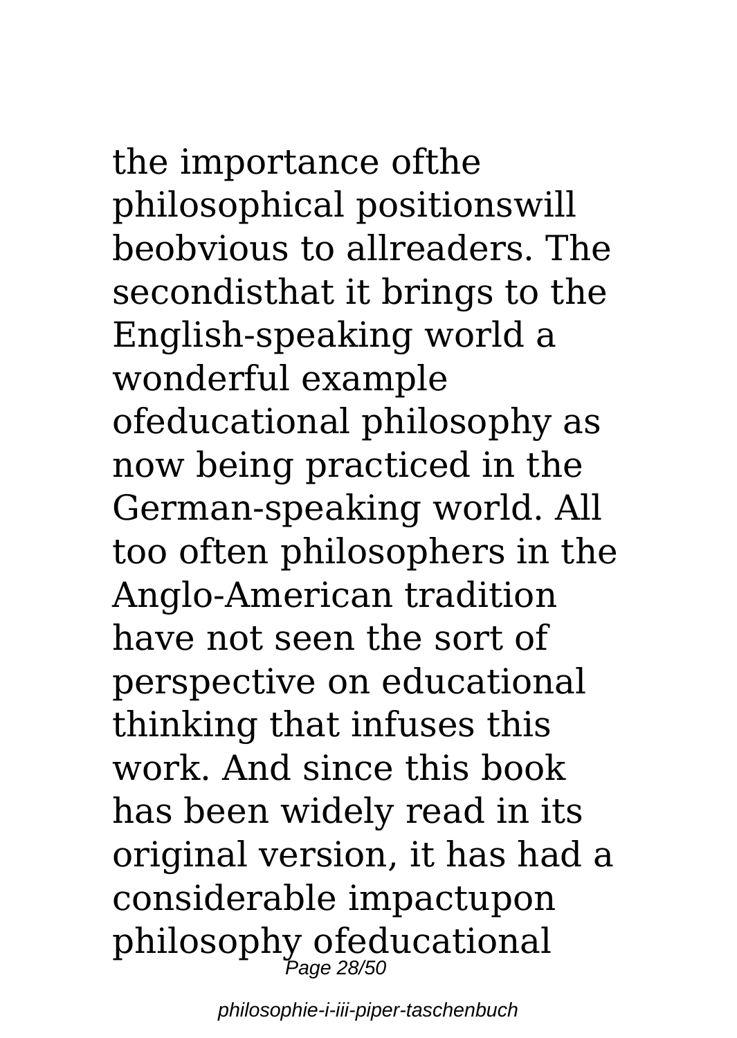the importance ofthe philosophical positionswill beobvious to allreaders. The secondisthat it brings to the English-speaking world a wonderful example ofeducational philosophy as now being practiced in the German-speaking world. All too often philosophers in the Anglo-American tradition have not seen the sort of perspective on educational thinking that infuses this work. And since this book has been widely read in its original version, it has had a considerable impactupon philosophy ofeducational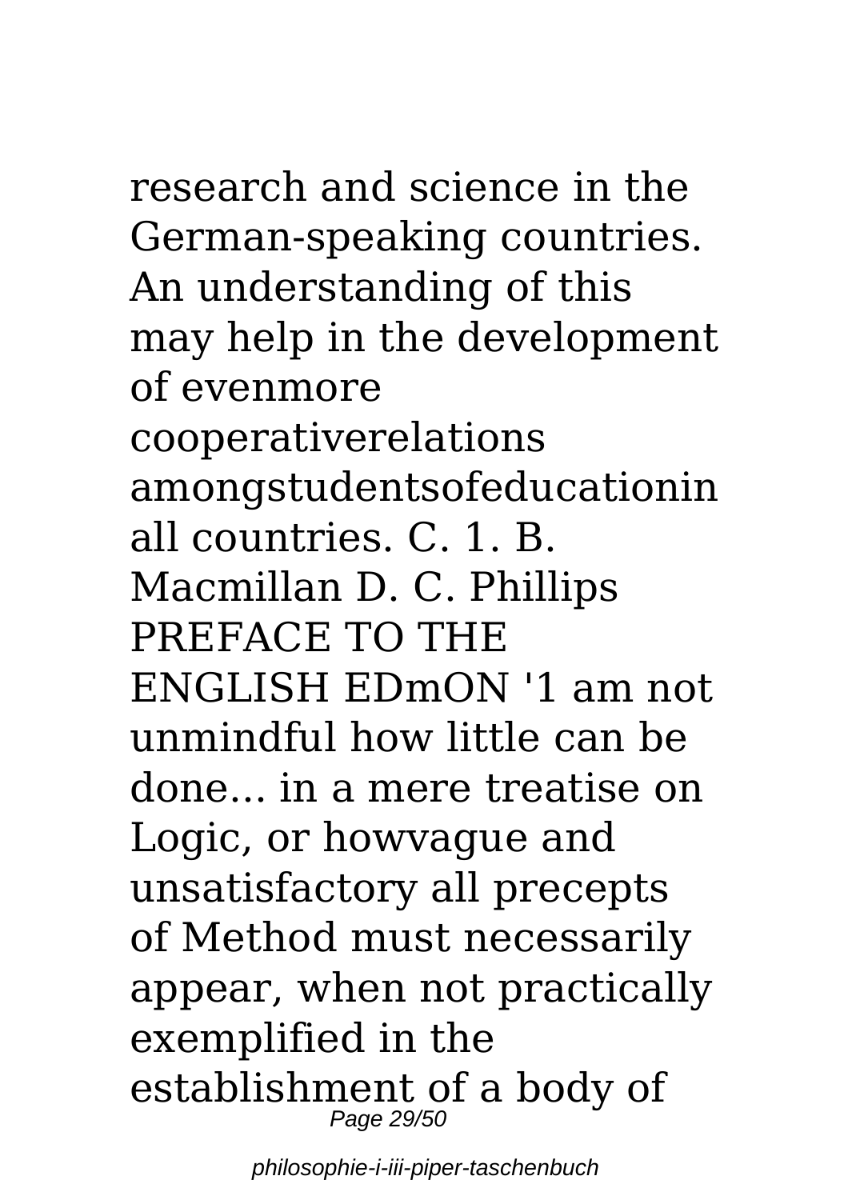research and science in the German-speaking countries. An understanding of this may help in the development of evenmore cooperativerelations amongstudentsofeducationin all countries. C. 1. B. Macmillan D. C. Phillips PREFACE TO THE ENGLISH EDmON '1 am not unmindful how little can be done... in a mere treatise on Logic, or howvague and unsatisfactory all precepts of Method must necessarily appear, when not practically exemplified in the establishment of a body of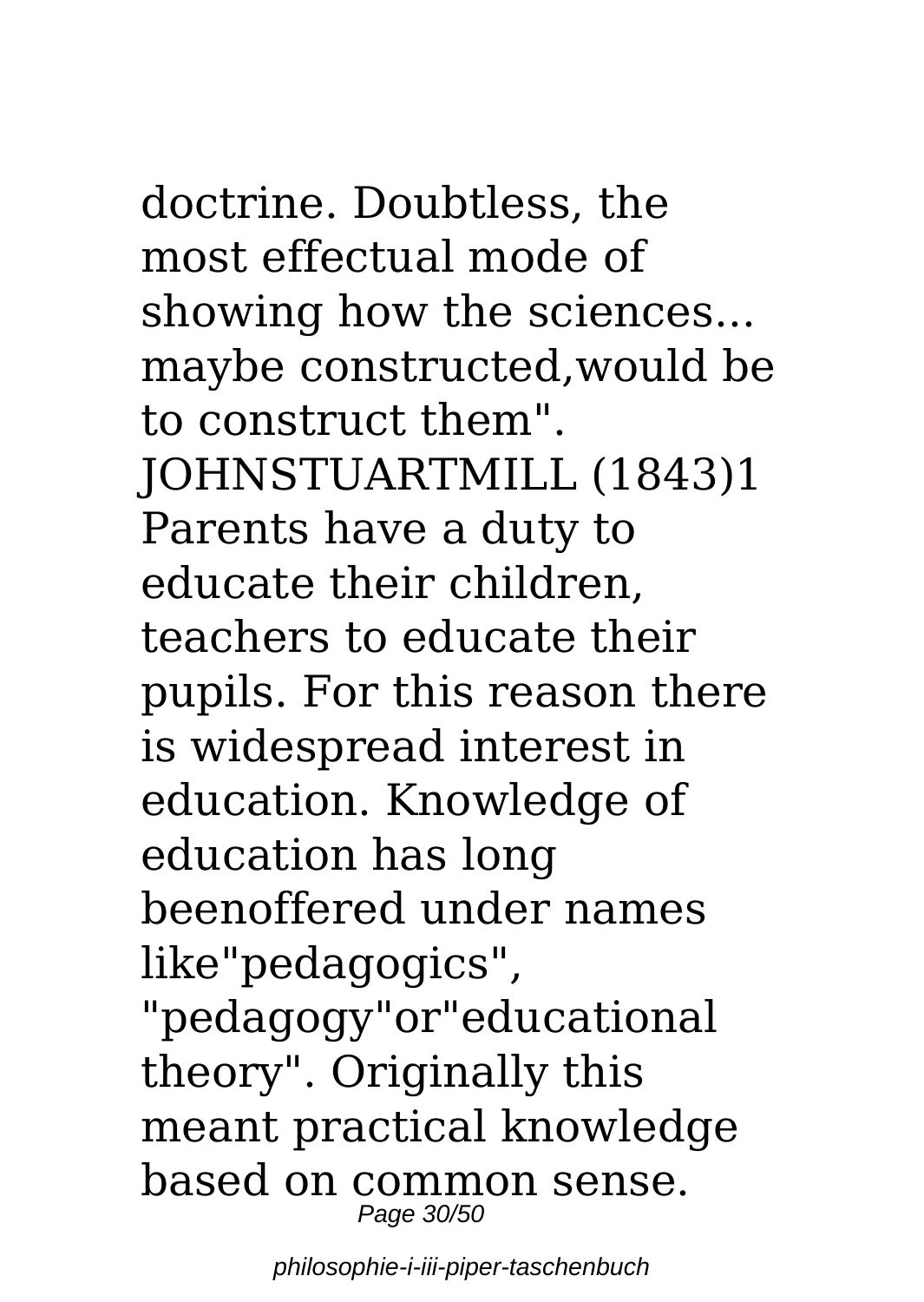doctrine. Doubtless, the most effectual mode of showing how the sciences... maybe constructed,would be to construct them". JOHNSTUARTMILL (1843)1 Parents have a duty to educate their children, teachers to educate their pupils. For this reason there is widespread interest in education. Knowledge of education has long beenoffered under names like"pedagogics", "pedagogy"or"educational theory". Originally this meant practical knowledge based on common sense.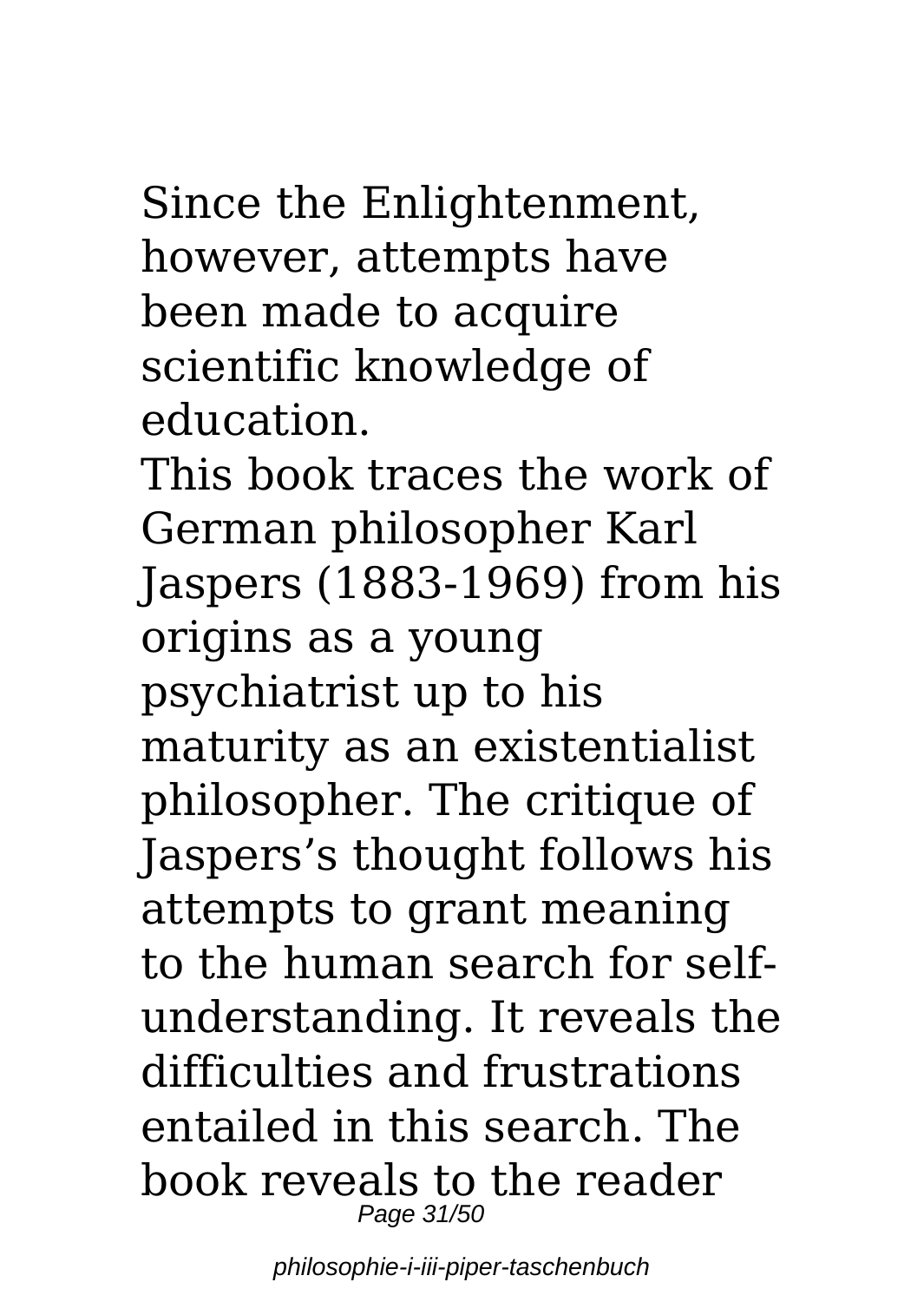Since the Enlightenment, however, attempts have been made to acquire scientific knowledge of education.

This book traces the work of German philosopher Karl Jaspers (1883-1969) from his origins as a young psychiatrist up to his maturity as an existentialist philosopher. The critique of Jaspers's thought follows his attempts to grant meaning to the human search for self-understanding. It reveals the difficulties and frustrations entailed in this search. The book reveals to the reader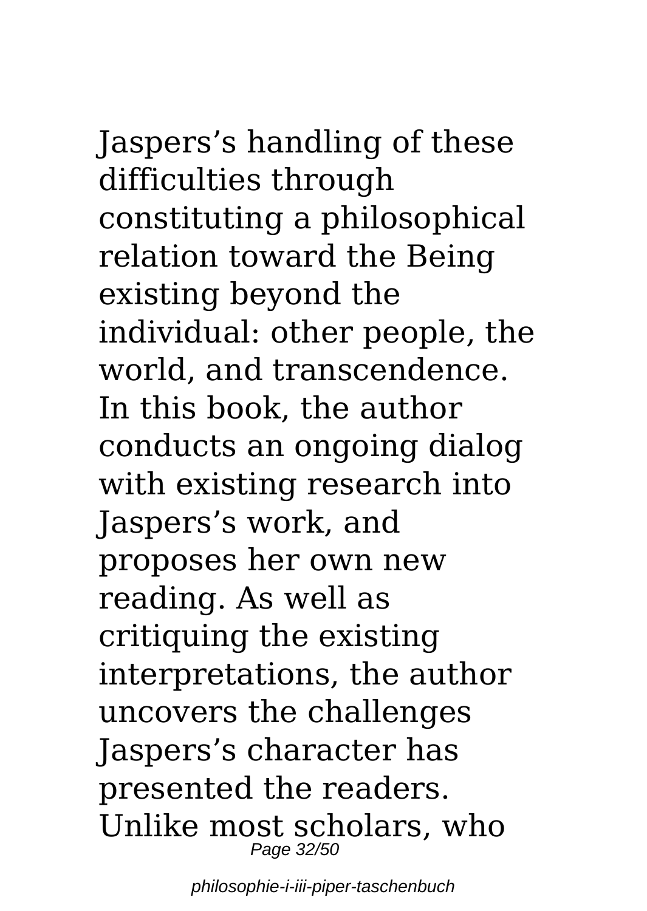Jaspers's handling of these difficulties through constituting a philosophical relation toward the Being existing beyond the individual: other people, the world, and transcendence. In this book, the author conducts an ongoing dialog with existing research into Jaspers's work, and proposes her own new reading. As well as critiquing the existing interpretations, the author uncovers the challenges Jaspers's character has presented the readers. Unlike most scholars, who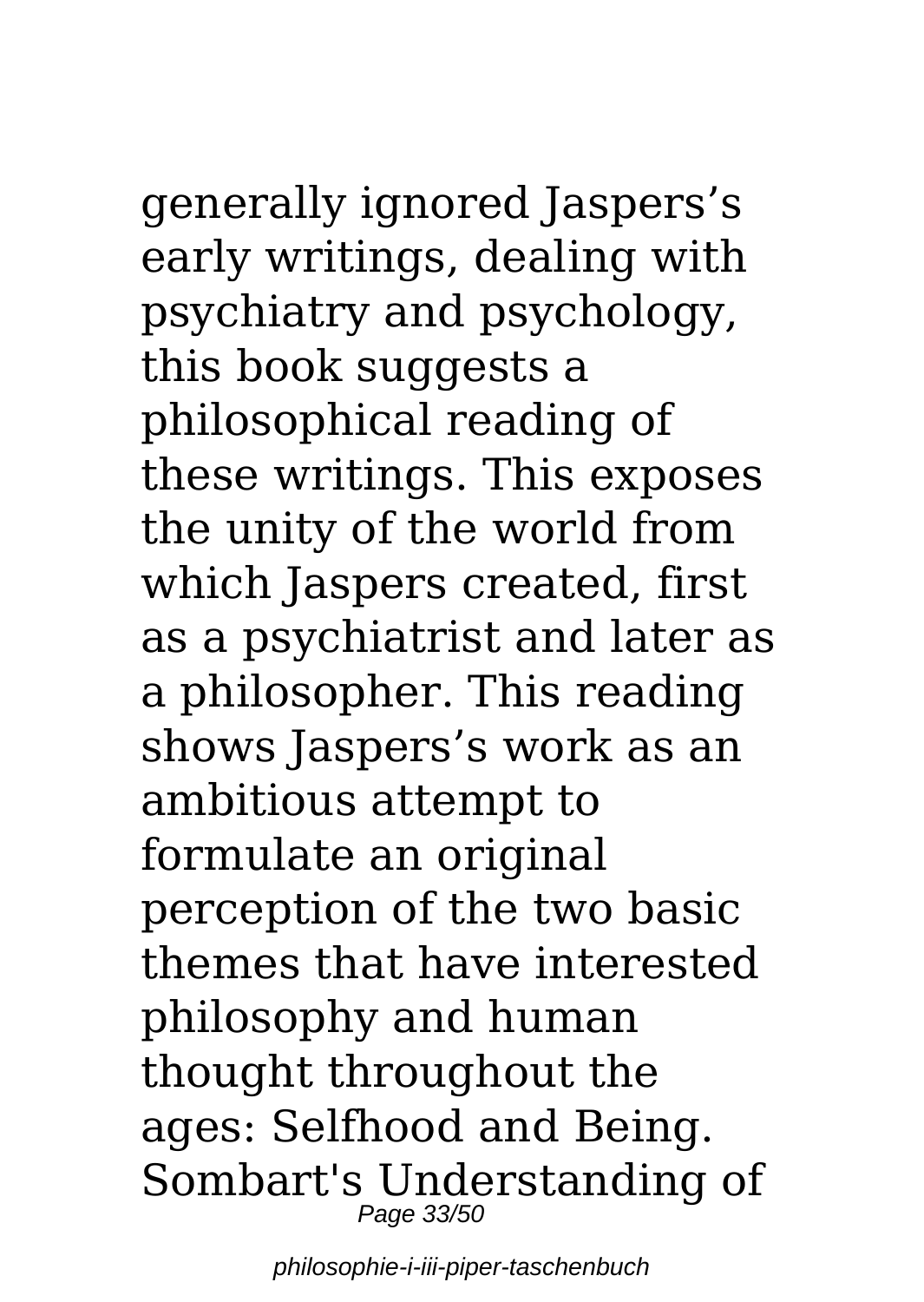generally ignored Jaspers's early writings, dealing with psychiatry and psychology, this book suggests a philosophical reading of these writings. This exposes the unity of the world from which Jaspers created, first as a psychiatrist and later as a philosopher. This reading shows Jaspers's work as an ambitious attempt to formulate an original perception of the two basic themes that have interested philosophy and human thought throughout the ages: Selfhood and Being. Sombart's Understanding of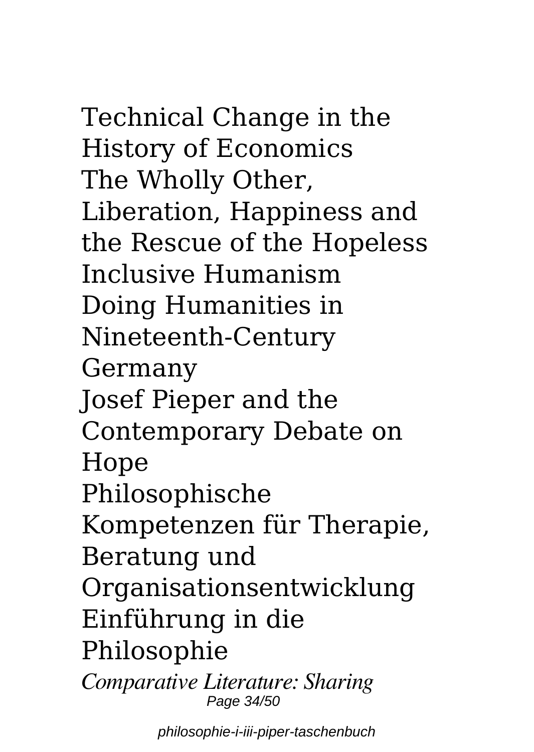Technical Change in the History of Economics
The Wholly Other, Liberation, Happiness and the Rescue of the Hopeless
Inclusive Humanism
Doing Humanities in Nineteenth-Century Germany
Josef Pieper and the Contemporary Debate on Hope
Philosophische Kompetenzen für Therapie, Beratung und Organisationsentwicklung
Einführung in die Philosophie

***Comparative Literature: Sharing***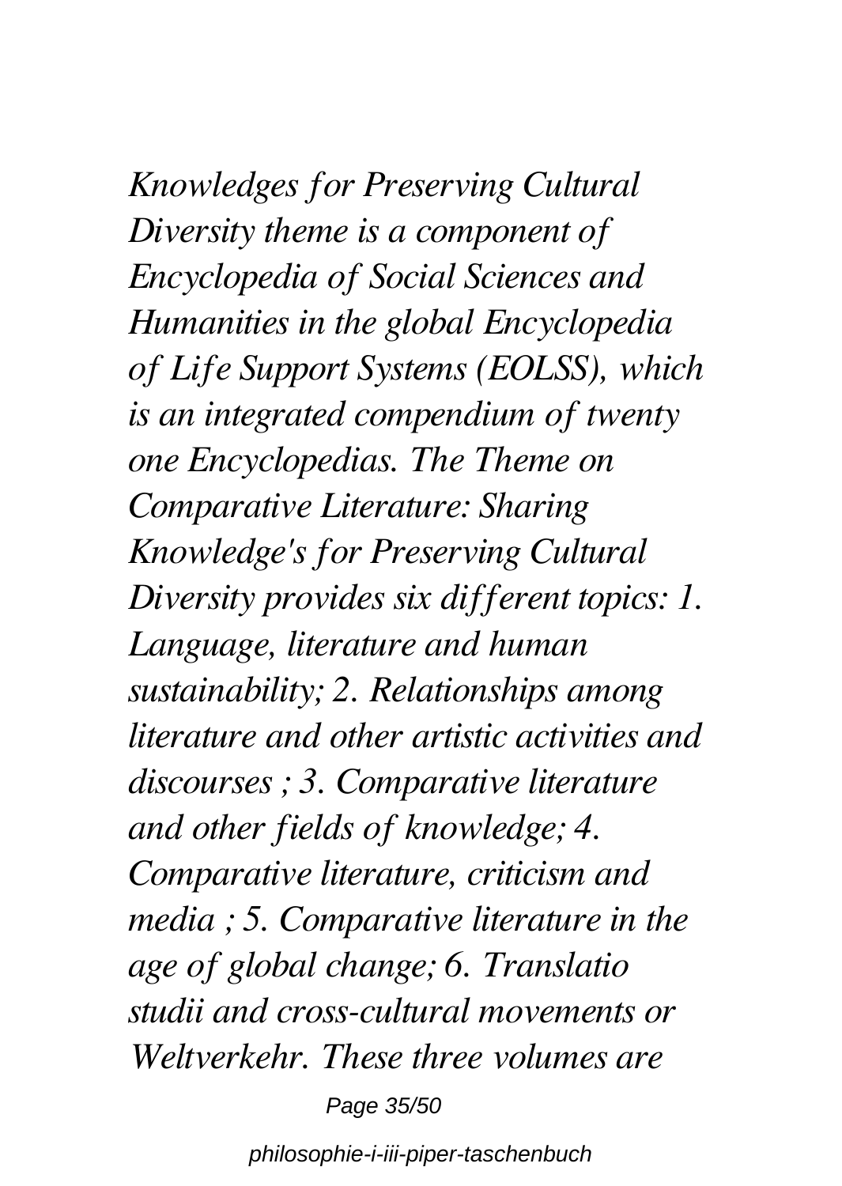*Knowledges for Preserving Cultural Diversity theme is a component of Encyclopedia of Social Sciences and Humanities in the global Encyclopedia of Life Support Systems (EOLSS), which is an integrated compendium of twenty one Encyclopedias. The Theme on Comparative Literature: Sharing Knowledge's for Preserving Cultural Diversity provides six different topics: 1. Language, literature and human sustainability; 2. Relationships among literature and other artistic activities and discourses ; 3. Comparative literature and other fields of knowledge; 4. Comparative literature, criticism and media ; 5. Comparative literature in the age of global change; 6. Translatio studii and cross-cultural movements or Weltverkehr. These three volumes are*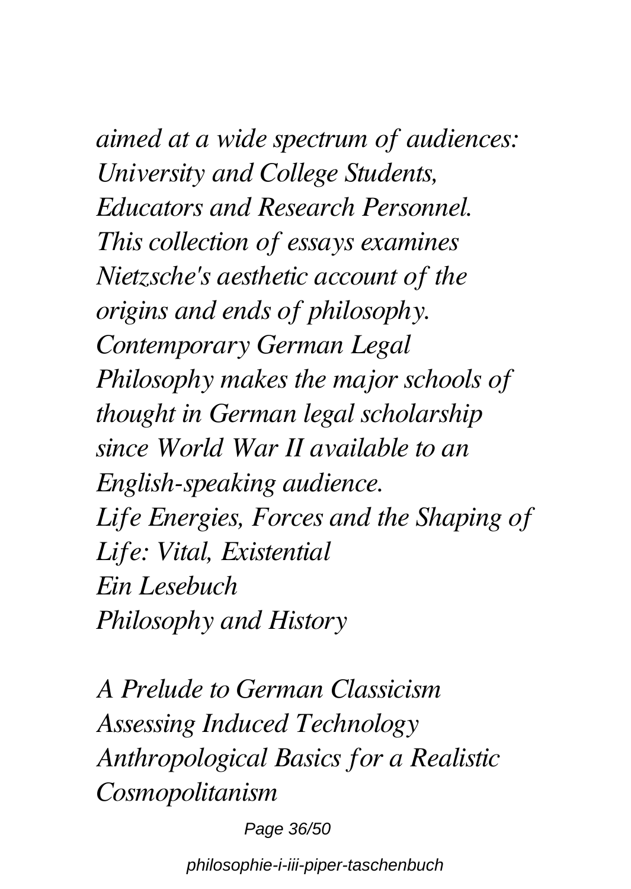*aimed at a wide spectrum of audiences: University and College Students, Educators and Research Personnel.*
*This collection of essays examines Nietzsche's aesthetic account of the origins and ends of philosophy.*
*Contemporary German Legal Philosophy makes the major schools of thought in German legal scholarship since World War II available to an English-speaking audience.*
*Life Energies, Forces and the Shaping of Life: Vital, Existential*
*Ein Lesebuch*
*Philosophy and History*

*A Prelude to German Classicism*
*Assessing Induced Technology*
*Anthropological Basics for a Realistic Cosmopolitanism*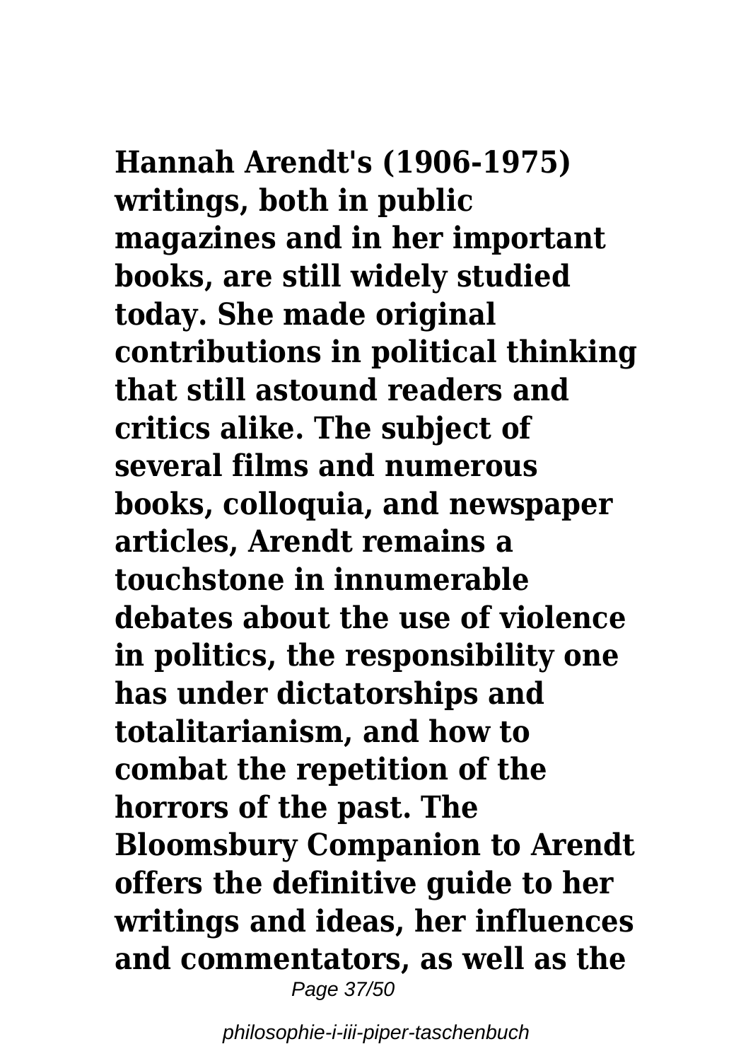**Hannah Arendt's (1906-1975) writings, both in public magazines and in her important books, are still widely studied today. She made original contributions in political thinking that still astound readers and critics alike. The subject of several films and numerous books, colloquia, and newspaper articles, Arendt remains a touchstone in innumerable debates about the use of violence in politics, the responsibility one has under dictatorships and totalitarianism, and how to combat the repetition of the horrors of the past. The Bloomsbury Companion to Arendt offers the definitive guide to her writings and ideas, her influences and commentators, as well as the**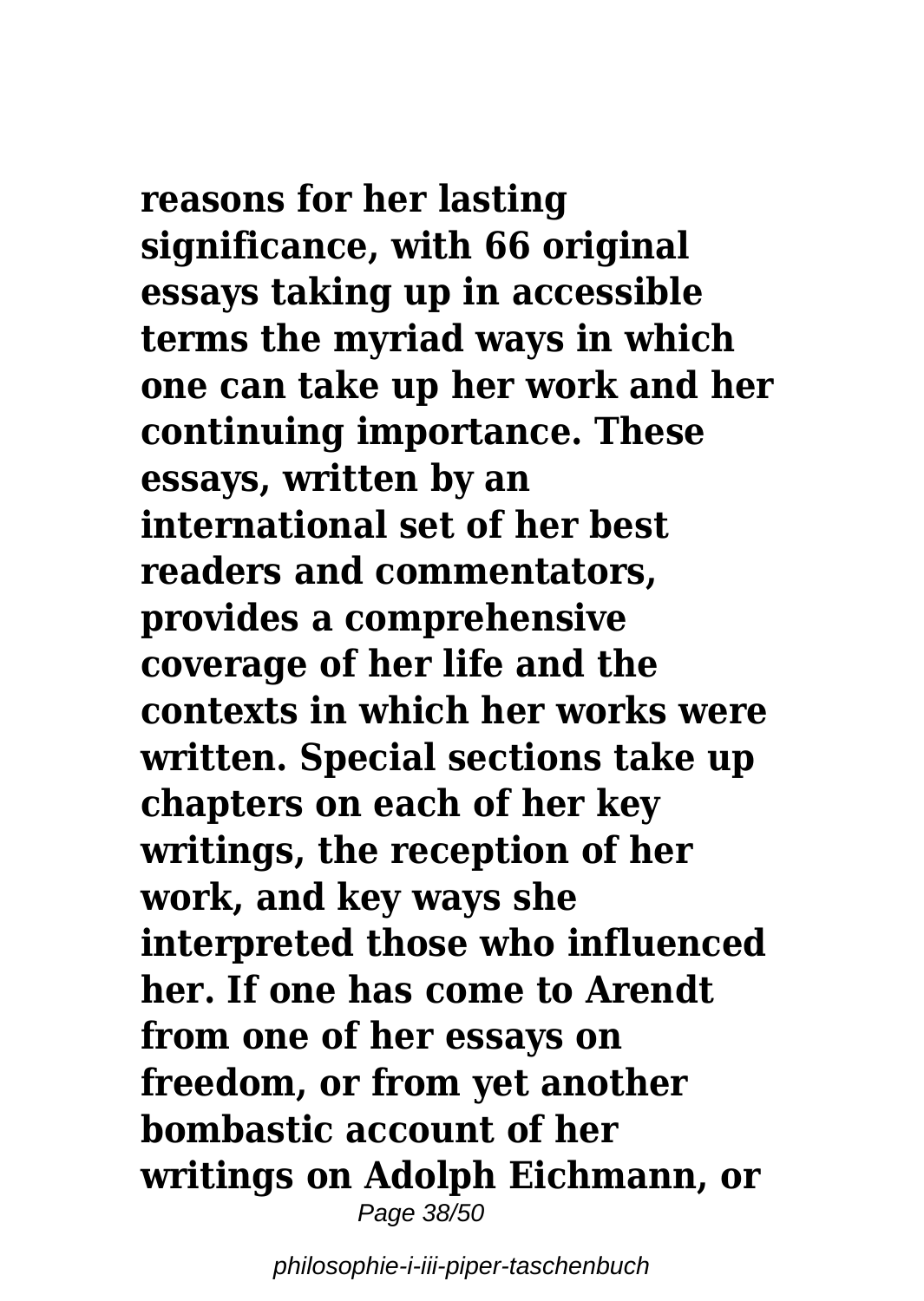**reasons for her lasting significance, with 66 original essays taking up in accessible terms the myriad ways in which one can take up her work and her continuing importance. These essays, written by an international set of her best readers and commentators, provides a comprehensive coverage of her life and the contexts in which her works were written. Special sections take up chapters on each of her key writings, the reception of her work, and key ways she interpreted those who influenced her. If one has come to Arendt from one of her essays on freedom, or from yet another bombastic account of her writings on Adolph Eichmann, or**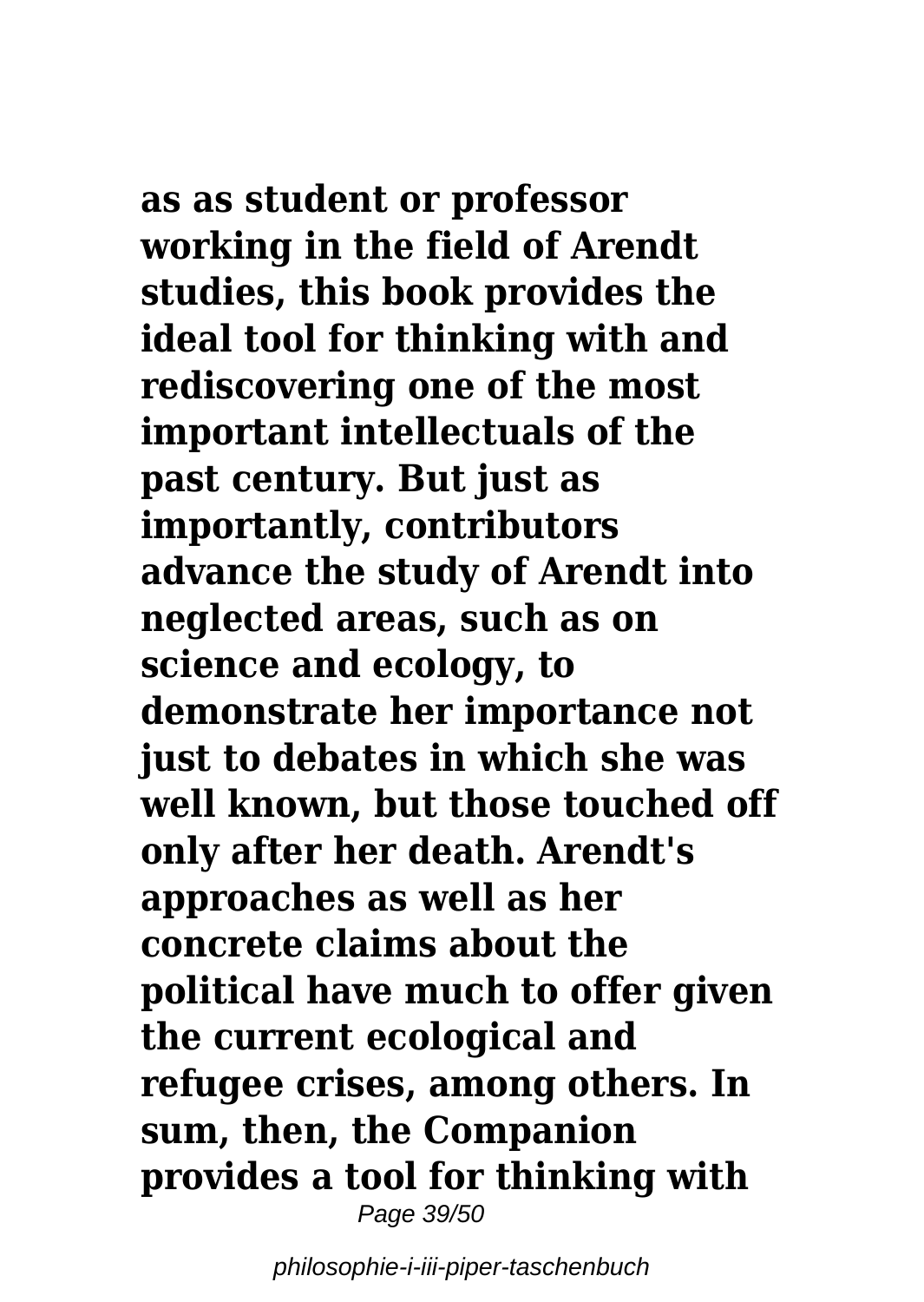**as as student or professor working in the field of Arendt studies, this book provides the ideal tool for thinking with and rediscovering one of the most important intellectuals of the past century. But just as importantly, contributors advance the study of Arendt into neglected areas, such as on science and ecology, to demonstrate her importance not just to debates in which she was well known, but those touched off only after her death. Arendt's approaches as well as her concrete claims about the political have much to offer given the current ecological and refugee crises, among others. In sum, then, the Companion provides a tool for thinking with**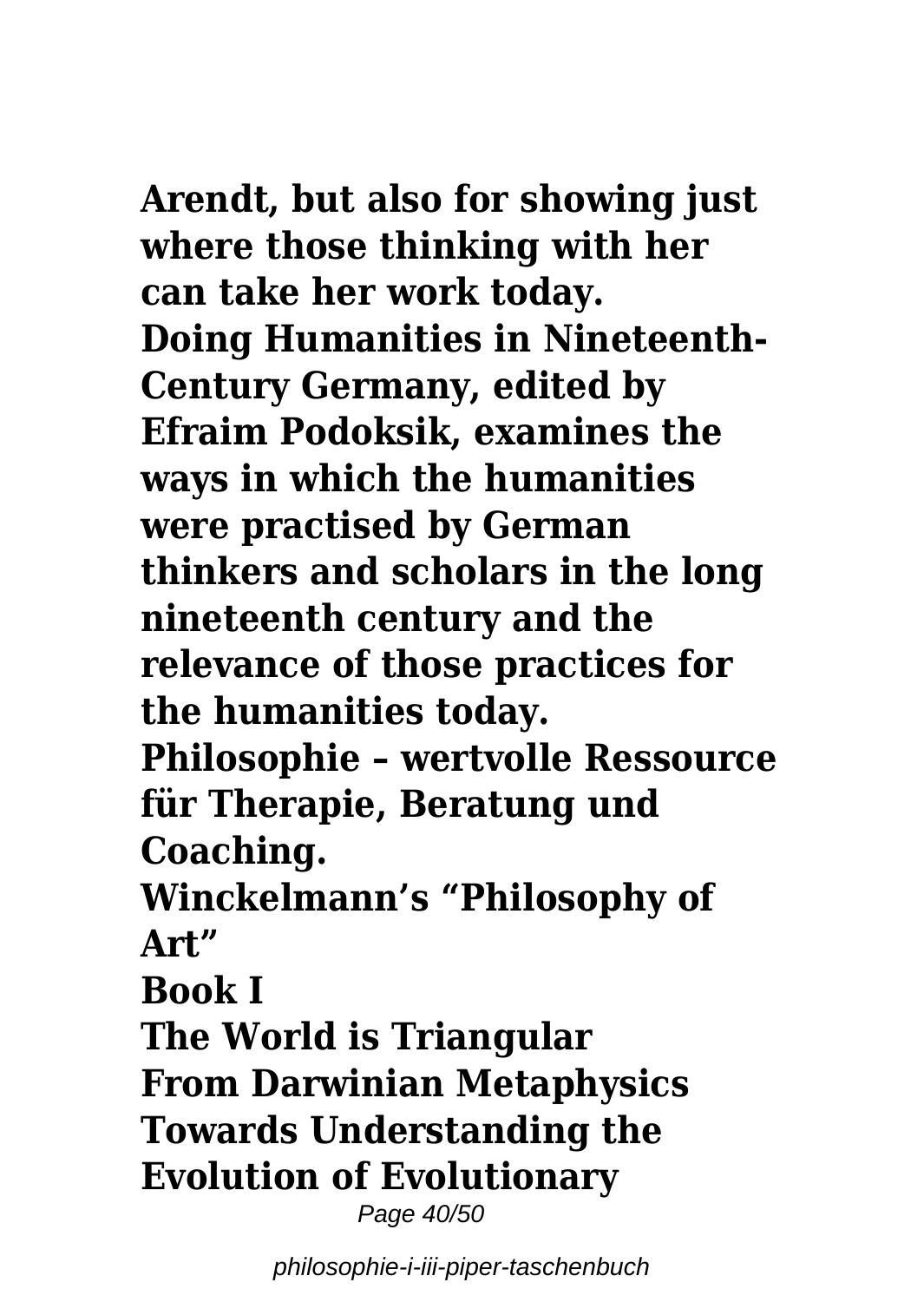**Arendt, but also for showing just where those thinking with her can take her work today.**

**Doing Humanities in Nineteenth-Century Germany, edited by Efraim Podoksik, examines the ways in which the humanities were practised by German thinkers and scholars in the long nineteenth century and the relevance of those practices for the humanities today.**

**Philosophie – wertvolle Ressource für Therapie, Beratung und Coaching.**

**Winckelmann's "Philosophy of Art"**

**Book I**

**The World is Triangular**

**From Darwinian Metaphysics Towards Understanding the Evolution of Evolutionary**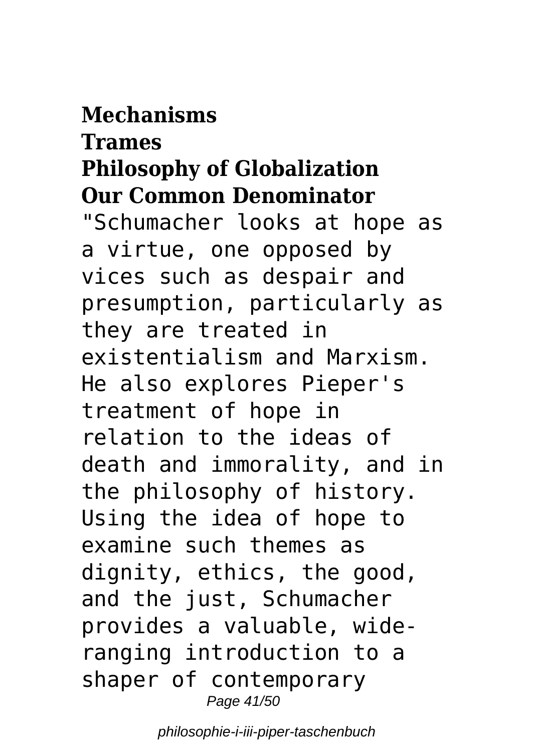**Mechanisms**

**Trames**

**Philosophy of Globalization**

**Our Common Denominator**

"Schumacher looks at hope as a virtue, one opposed by vices such as despair and presumption, particularly as they are treated in existentialism and Marxism. He also explores Pieper's treatment of hope in relation to the ideas of death and immorality, and in the philosophy of history. Using the idea of hope to examine such themes as dignity, ethics, the good, and the just, Schumacher provides a valuable, wide-ranging introduction to a shaper of contemporary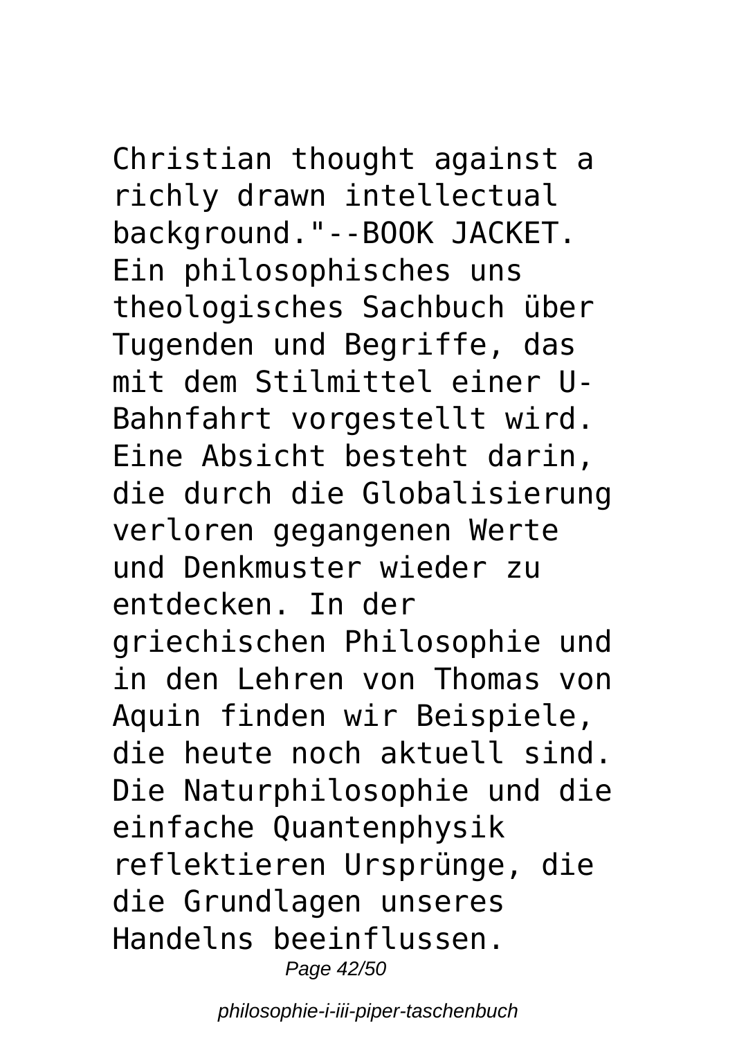Christian thought against a richly drawn intellectual background."--BOOK JACKET.

Ein philosophisches uns theologisches Sachbuch über Tugenden und Begriffe, das mit dem Stilmittel einer U-Bahnfahrt vorgestellt wird. Eine Absicht besteht darin, die durch die Globalisierung verloren gegangenen Werte und Denkmuster wieder zu entdecken. In der griechischen Philosophie und in den Lehren von Thomas von Aquin finden wir Beispiele, die heute noch aktuell sind. Die Naturphilosophie und die einfache Quantenphysik reflektieren Ursprünge, die die Grundlagen unseres Handelns beeinflussen.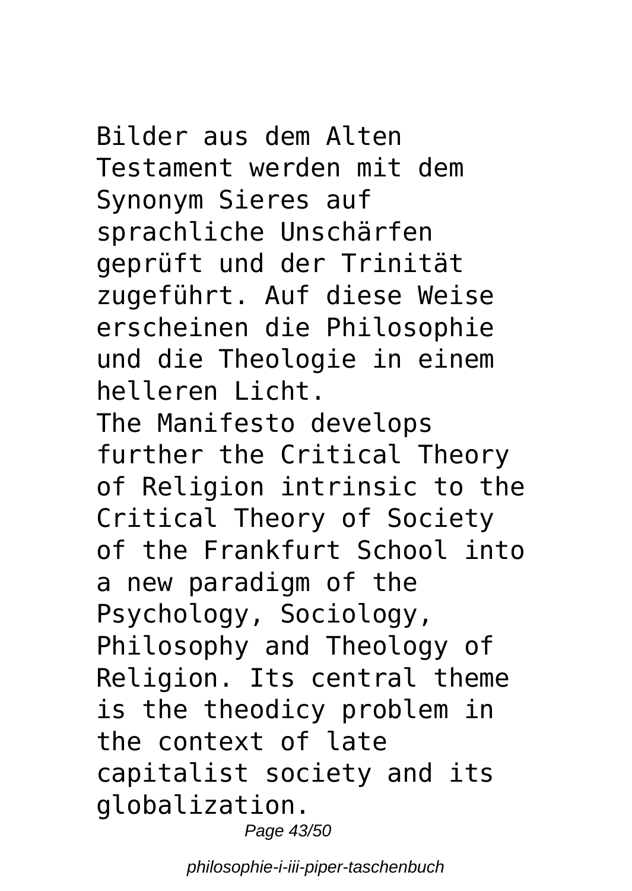Bilder aus dem Alten Testament werden mit dem Synonym Sieres auf sprachliche Unschärfen geprüft und der Trinität zugeführt. Auf diese Weise erscheinen die Philosophie und die Theologie in einem helleren Licht.

The Manifesto develops further the Critical Theory of Religion intrinsic to the Critical Theory of Society of the Frankfurt School into a new paradigm of the Psychology, Sociology, Philosophy and Theology of Religion. Its central theme is the theodicy problem in the context of late capitalist society and its globalization.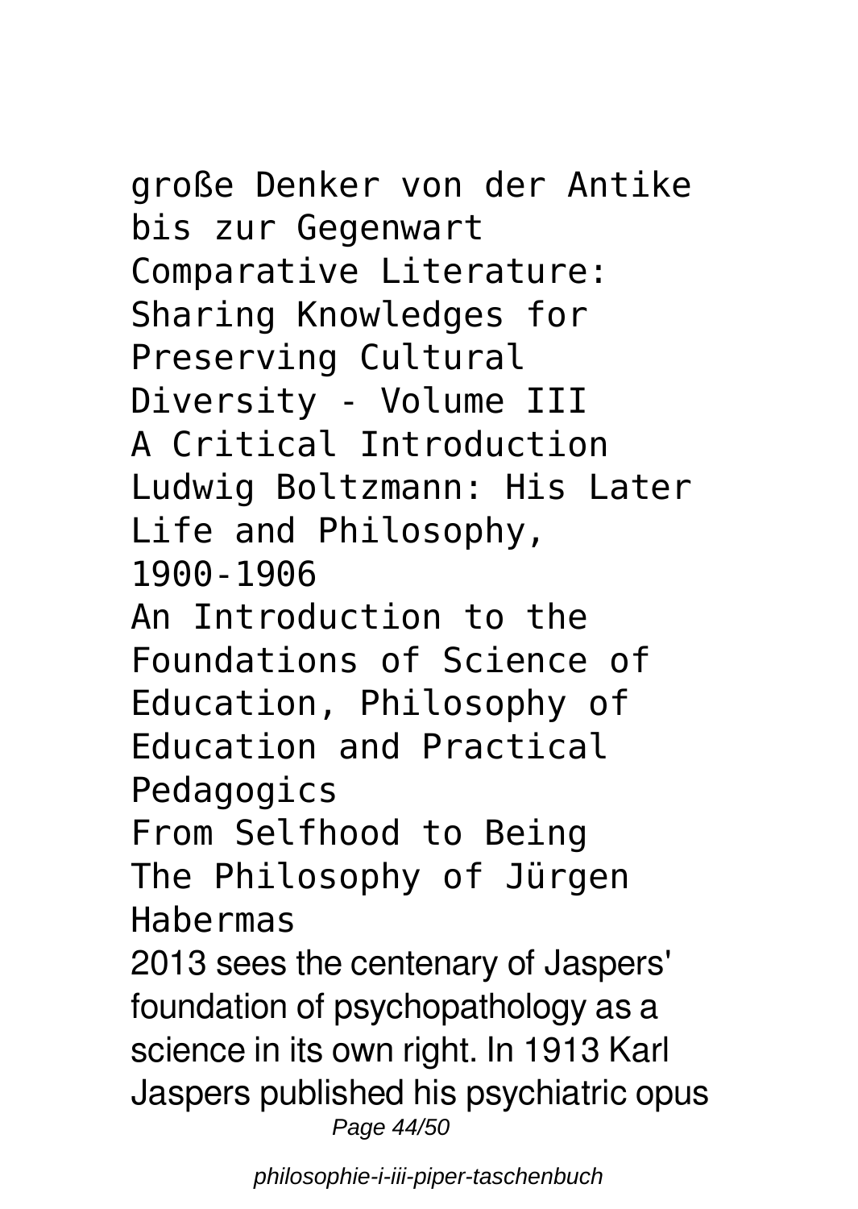große Denker von der Antike bis zur Gegenwart

Comparative Literature: Sharing Knowledges for Preserving Cultural Diversity - Volume III

A Critical Introduction

Ludwig Boltzmann: His Later Life and Philosophy, 1900-1906

An Introduction to the Foundations of Science of Education, Philosophy of Education and Practical Pedagogics

From Selfhood to Being

The Philosophy of Jürgen Habermas

2013 sees the centenary of Jaspers' foundation of psychopathology as a science in its own right. In 1913 Karl Jaspers published his psychiatric opus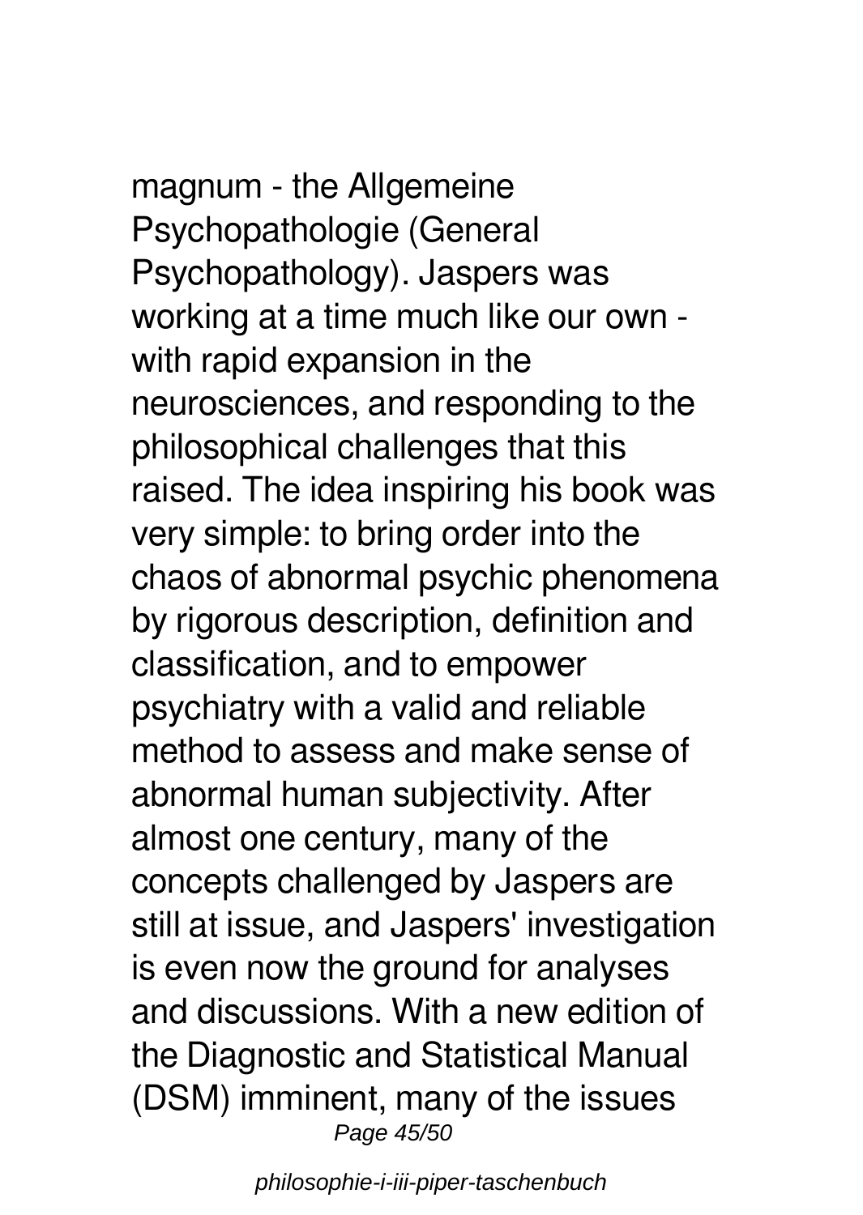magnum - the Allgemeine Psychopathologie (General Psychopathology). Jaspers was working at a time much like our own - with rapid expansion in the neurosciences, and responding to the philosophical challenges that this raised. The idea inspiring his book was very simple: to bring order into the chaos of abnormal psychic phenomena by rigorous description, definition and classification, and to empower psychiatry with a valid and reliable method to assess and make sense of abnormal human subjectivity. After almost one century, many of the concepts challenged by Jaspers are still at issue, and Jaspers' investigation is even now the ground for analyses and discussions. With a new edition of the Diagnostic and Statistical Manual (DSM) imminent, many of the issues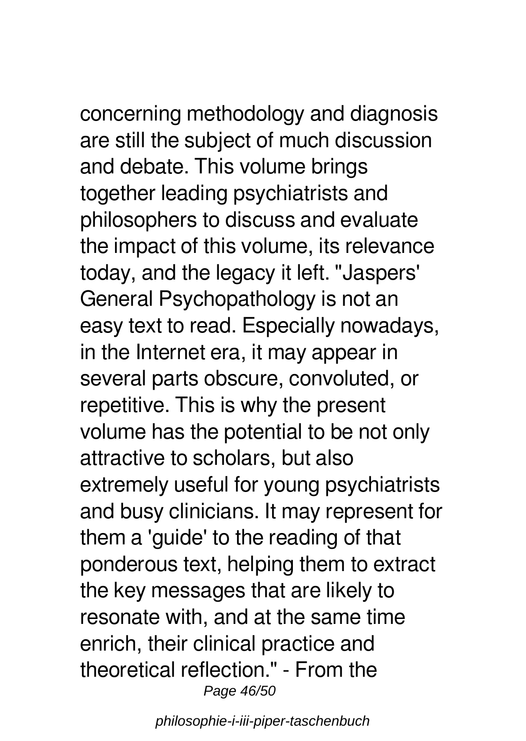concerning methodology and diagnosis are still the subject of much discussion and debate. This volume brings together leading psychiatrists and philosophers to discuss and evaluate the impact of this volume, its relevance today, and the legacy it left. "Jaspers' General Psychopathology is not an easy text to read. Especially nowadays, in the Internet era, it may appear in several parts obscure, convoluted, or repetitive. This is why the present volume has the potential to be not only attractive to scholars, but also extremely useful for young psychiatrists and busy clinicians. It may represent for them a 'guide' to the reading of that ponderous text, helping them to extract the key messages that are likely to resonate with, and at the same time enrich, their clinical practice and theoretical reflection." - From the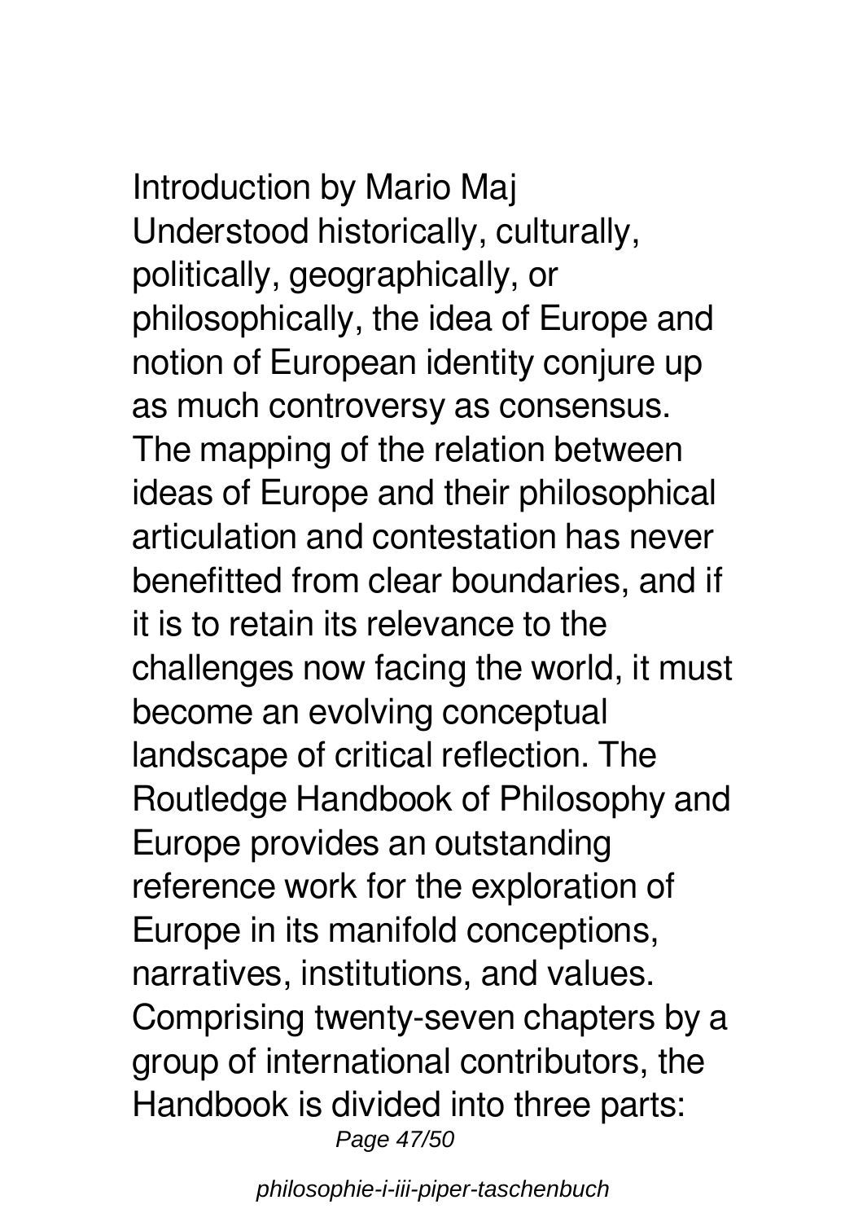Introduction by Mario Maj
Understood historically, culturally, politically, geographically, or philosophically, the idea of Europe and notion of European identity conjure up as much controversy as consensus. The mapping of the relation between ideas of Europe and their philosophical articulation and contestation has never benefitted from clear boundaries, and if it is to retain its relevance to the challenges now facing the world, it must become an evolving conceptual landscape of critical reflection. The Routledge Handbook of Philosophy and Europe provides an outstanding reference work for the exploration of Europe in its manifold conceptions, narratives, institutions, and values. Comprising twenty-seven chapters by a group of international contributors, the Handbook is divided into three parts: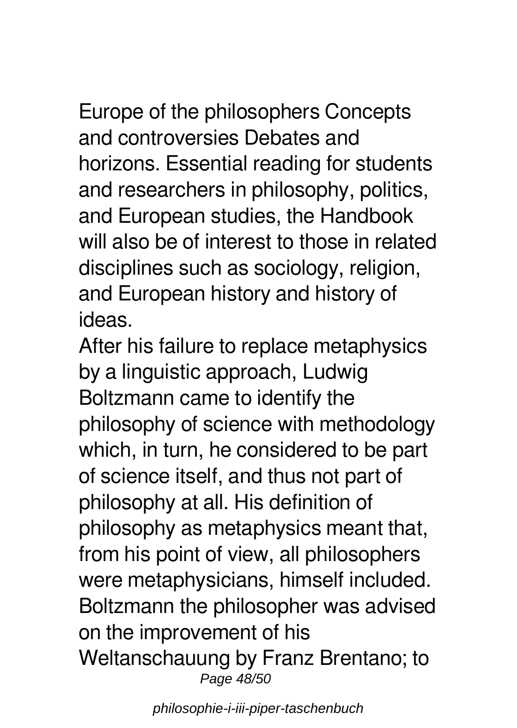Europe of the philosophers Concepts and controversies Debates and horizons. Essential reading for students and researchers in philosophy, politics, and European studies, the Handbook will also be of interest to those in related disciplines such as sociology, religion, and European history and history of ideas.

After his failure to replace metaphysics by a linguistic approach, Ludwig Boltzmann came to identify the philosophy of science with methodology which, in turn, he considered to be part of science itself, and thus not part of philosophy at all. His definition of philosophy as metaphysics meant that, from his point of view, all philosophers were metaphysicians, himself included. Boltzmann the philosopher was advised on the improvement of his Weltanschauung by Franz Brentano; to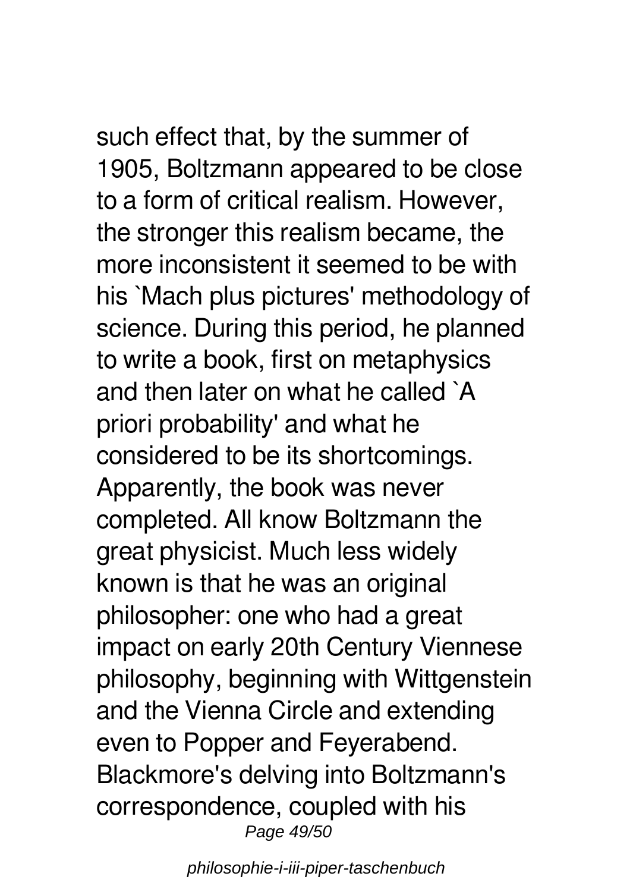such effect that, by the summer of 1905, Boltzmann appeared to be close to a form of critical realism. However, the stronger this realism became, the more inconsistent it seemed to be with his `Mach plus pictures' methodology of science. During this period, he planned to write a book, first on metaphysics and then later on what he called `A priori probability' and what he considered to be its shortcomings. Apparently, the book was never completed. All know Boltzmann the great physicist. Much less widely known is that he was an original philosopher: one who had a great impact on early 20th Century Viennese philosophy, beginning with Wittgenstein and the Vienna Circle and extending even to Popper and Feyerabend. Blackmore's delving into Boltzmann's correspondence, coupled with his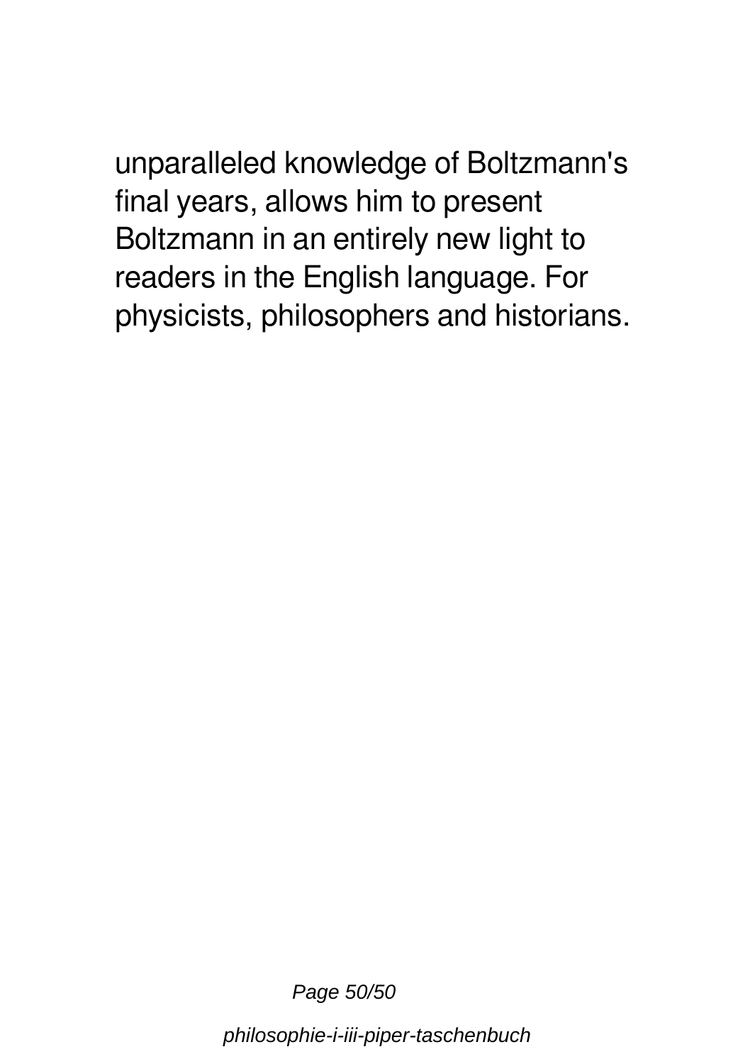unparalleled knowledge of Boltzmann's final years, allows him to present Boltzmann in an entirely new light to readers in the English language. For physicists, philosophers and historians.